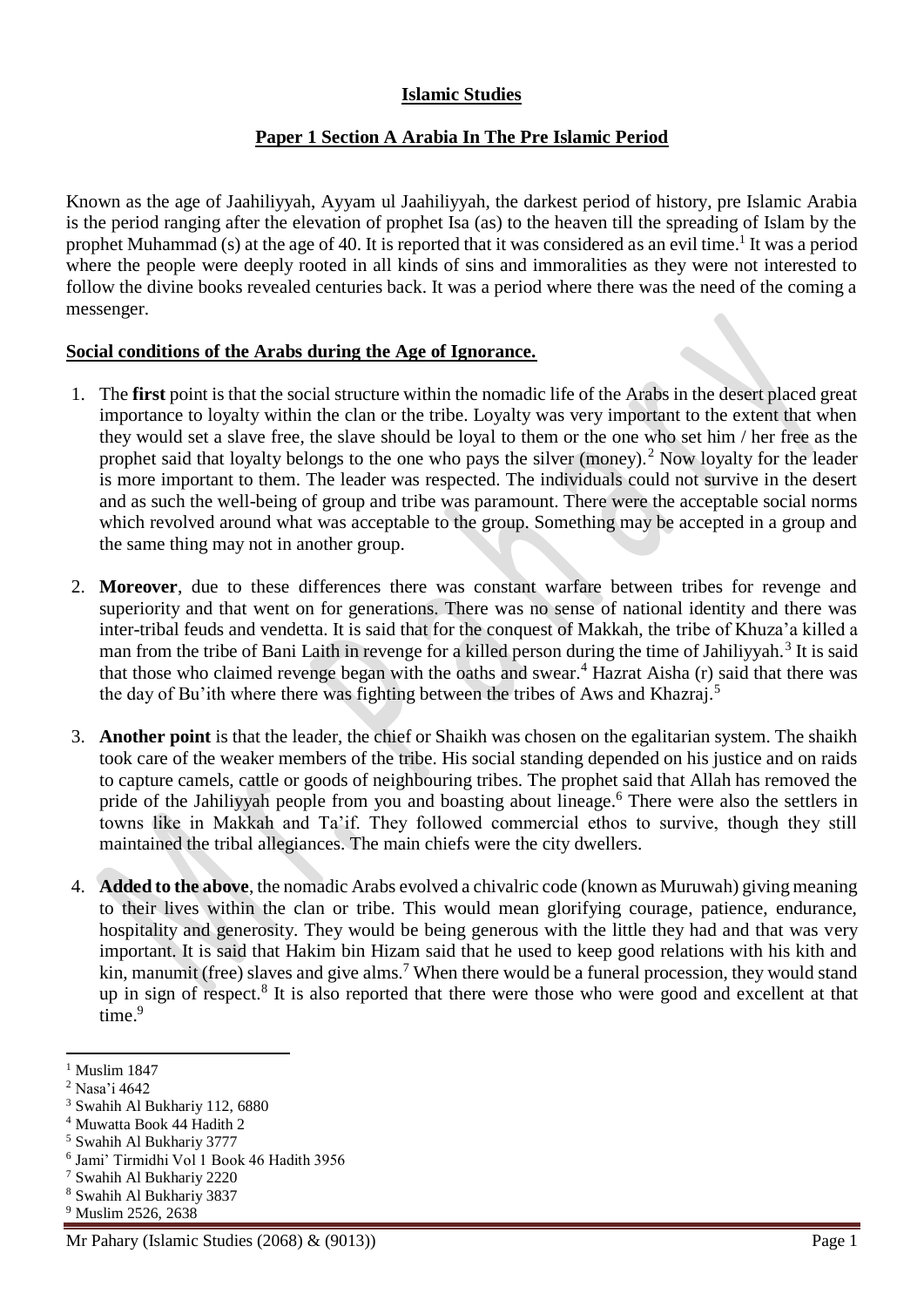**Islamic Studies**

**Paper 1 Section A Arabia In The Pre Islamic Period**

Known as the age of Jaahiliyyah, Ayyam ul Jaahiliyyah, the darkest period of history, pre Islamic Arabia is the period ranging after the elevation of prophet Isa (as) to the heaven till the spreading of Islam by the prophet Muhammad (s) at the age of 40. It is reported that it was considered as an evil time.[1] It was a period where the people were deeply rooted in all kinds of sins and immoralities as they were not interested to follow the divine books revealed centuries back. It was a period where there was the need of the coming a messenger.

**Social conditions of the Arabs during the Age of Ignorance.**

1. The **first** point is that the social structure within the nomadic life of the Arabs in the desert placed great importance to loyalty within the clan or the tribe. Loyalty was very important to the extent that when they would set a slave free, the slave should be loyal to them or the one who set him / her free as the prophet said that loyalty belongs to the one who pays the silver (money).[2] Now loyalty for the leader is more important to them. The leader was respected. The individuals could not survive in the desert and as such the well-being of group and tribe was paramount. There were the acceptable social norms which revolved around what was acceptable to the group. Something may be accepted in a group and the same thing may not in another group.

2. **Moreover**, due to these differences there was constant warfare between tribes for revenge and superiority and that went on for generations. There was no sense of national identity and there was inter-tribal feuds and vendetta. It is said that for the conquest of Makkah, the tribe of Khuza'a killed a man from the tribe of Bani Laith in revenge for a killed person during the time of Jahiliyyah.[3] It is said that those who claimed revenge began with the oaths and swear.[4] Hazrat Aisha (r) said that there was the day of Bu'ith where there was fighting between the tribes of Aws and Khazraj.[5]

3. **Another point** is that the leader, the chief or Shaikh was chosen on the egalitarian system. The shaikh took care of the weaker members of the tribe. His social standing depended on his justice and on raids to capture camels, cattle or goods of neighbouring tribes. The prophet said that Allah has removed the pride of the Jahiliyyah people from you and boasting about lineage.[6] There were also the settlers in towns like in Makkah and Ta'if. They followed commercial ethos to survive, though they still maintained the tribal allegiances. The main chiefs were the city dwellers.

4. **Added to the above**, the nomadic Arabs evolved a chivalric code (known as Muruwah) giving meaning to their lives within the clan or tribe. This would mean glorifying courage, patience, endurance, hospitality and generosity. They would be being generous with the little they had and that was very important. It is said that Hakim bin Hizam said that he used to keep good relations with his kith and kin, manumit (free) slaves and give alms.[7] When there would be a funeral procession, they would stand up in sign of respect.[8] It is also reported that there were those who were good and excellent at that time.[9]

---

[1] Muslim 1847
[2] Nasa'i 4642
[3] Swahih Al Bukhariy 112, 6880
[4] Muwatta Book 44 Hadith 2
[5] Swahih Al Bukhariy 3777
[6] Jami' Tirmidhi Vol 1 Book 46 Hadith 3956
[7] Swahih Al Bukhariy 2220
[8] Swahih Al Bukhariy 3837
[9] Muslim 2526, 2638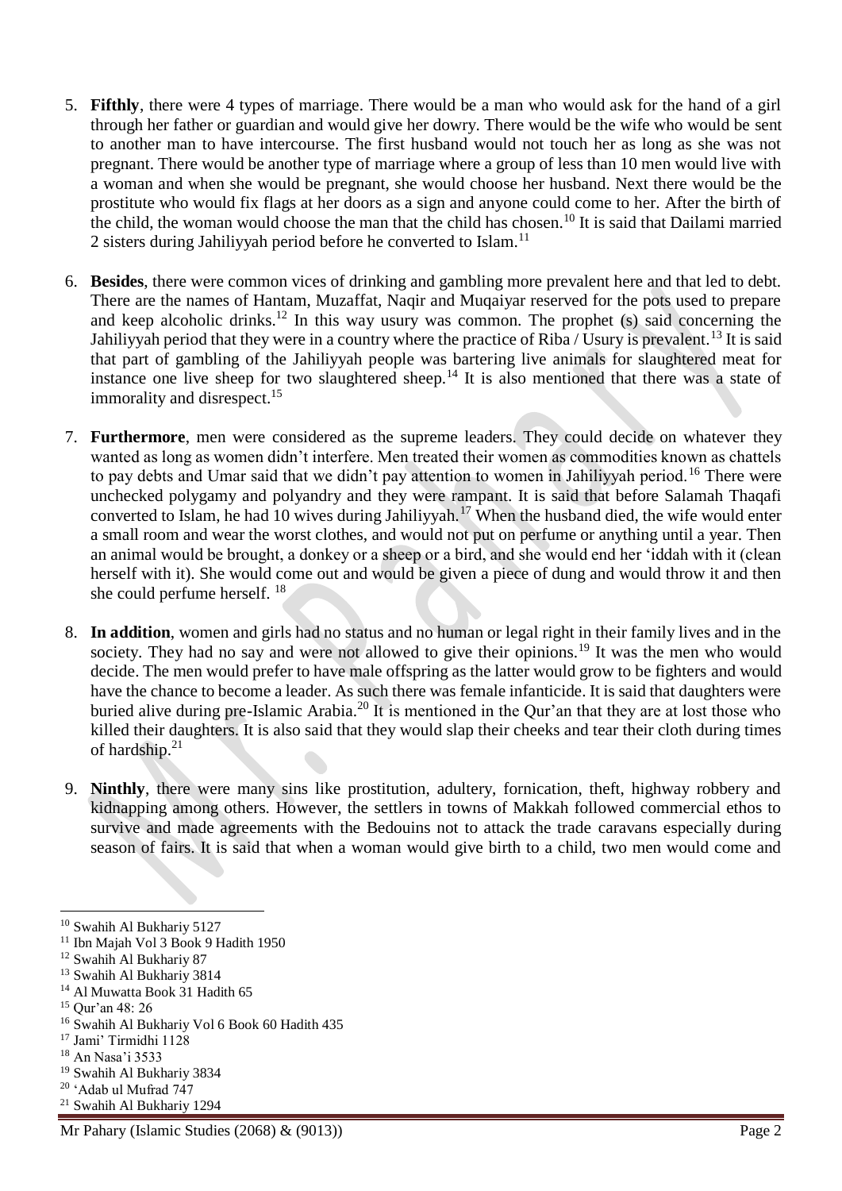5. **Fifthly**, there were 4 types of marriage. There would be a man who would ask for the hand of a girl through her father or guardian and would give her dowry. There would be the wife who would be sent to another man to have intercourse. The first husband would not touch her as long as she was not pregnant. There would be another type of marriage where a group of less than 10 men would live with a woman and when she would be pregnant, she would choose her husband. Next there would be the prostitute who would fix flags at her doors as a sign and anyone could come to her. After the birth of the child, the woman would choose the man that the child has chosen.[10] It is said that Dailami married 2 sisters during Jahiliyyah period before he converted to Islam.[11]

6. **Besides**, there were common vices of drinking and gambling more prevalent here and that led to debt. There are the names of Hantam, Muzaffat, Naqir and Muqaiyar reserved for the pots used to prepare and keep alcoholic drinks.[12] In this way usury was common. The prophet (s) said concerning the Jahiliyyah period that they were in a country where the practice of Riba / Usury is prevalent.[13] It is said that part of gambling of the Jahiliyyah people was bartering live animals for slaughtered meat for instance one live sheep for two slaughtered sheep.[14] It is also mentioned that there was a state of immorality and disrespect.[15]

7. **Furthermore**, men were considered as the supreme leaders. They could decide on whatever they wanted as long as women didn't interfere. Men treated their women as commodities known as chattels to pay debts and Umar said that we didn't pay attention to women in Jahiliyyah period.[16] There were unchecked polygamy and polyandry and they were rampant. It is said that before Salamah Thaqafi converted to Islam, he had 10 wives during Jahiliyyah.[17] When the husband died, the wife would enter a small room and wear the worst clothes, and would not put on perfume or anything until a year. Then an animal would be brought, a donkey or a sheep or a bird, and she would end her 'iddah with it (clean herself with it). She would come out and would be given a piece of dung and would throw it and then she could perfume herself.[18]

8. **In addition**, women and girls had no status and no human or legal right in their family lives and in the society. They had no say and were not allowed to give their opinions.[19] It was the men who would decide. The men would prefer to have male offspring as the latter would grow to be fighters and would have the chance to become a leader. As such there was female infanticide. It is said that daughters were buried alive during pre-Islamic Arabia.[20] It is mentioned in the Qur'an that they are at lost those who killed their daughters. It is also said that they would slap their cheeks and tear their cloth during times of hardship.[21]

9. **Ninthly**, there were many sins like prostitution, adultery, fornication, theft, highway robbery and kidnapping among others. However, the settlers in towns of Makkah followed commercial ethos to survive and made agreements with the Bedouins not to attack the trade caravans especially during season of fairs. It is said that when a woman would give birth to a child, two men would come and

---

[10] Swahih Al Bukhariy 5127
[11] Ibn Majah Vol 3 Book 9 Hadith 1950
[12] Swahih Al Bukhariy 87
[13] Swahih Al Bukhariy 3814
[14] Al Muwatta Book 31 Hadith 65
[15] Qur'an 48: 26
[16] Swahih Al Bukhariy Vol 6 Book 60 Hadith 435
[17] Jami' Tirmidhi 1128
[18] An Nasa'i 3533
[19] Swahih Al Bukhariy 3834
[20] 'Adab ul Mufrad 747
[21] Swahih Al Bukhariy 1294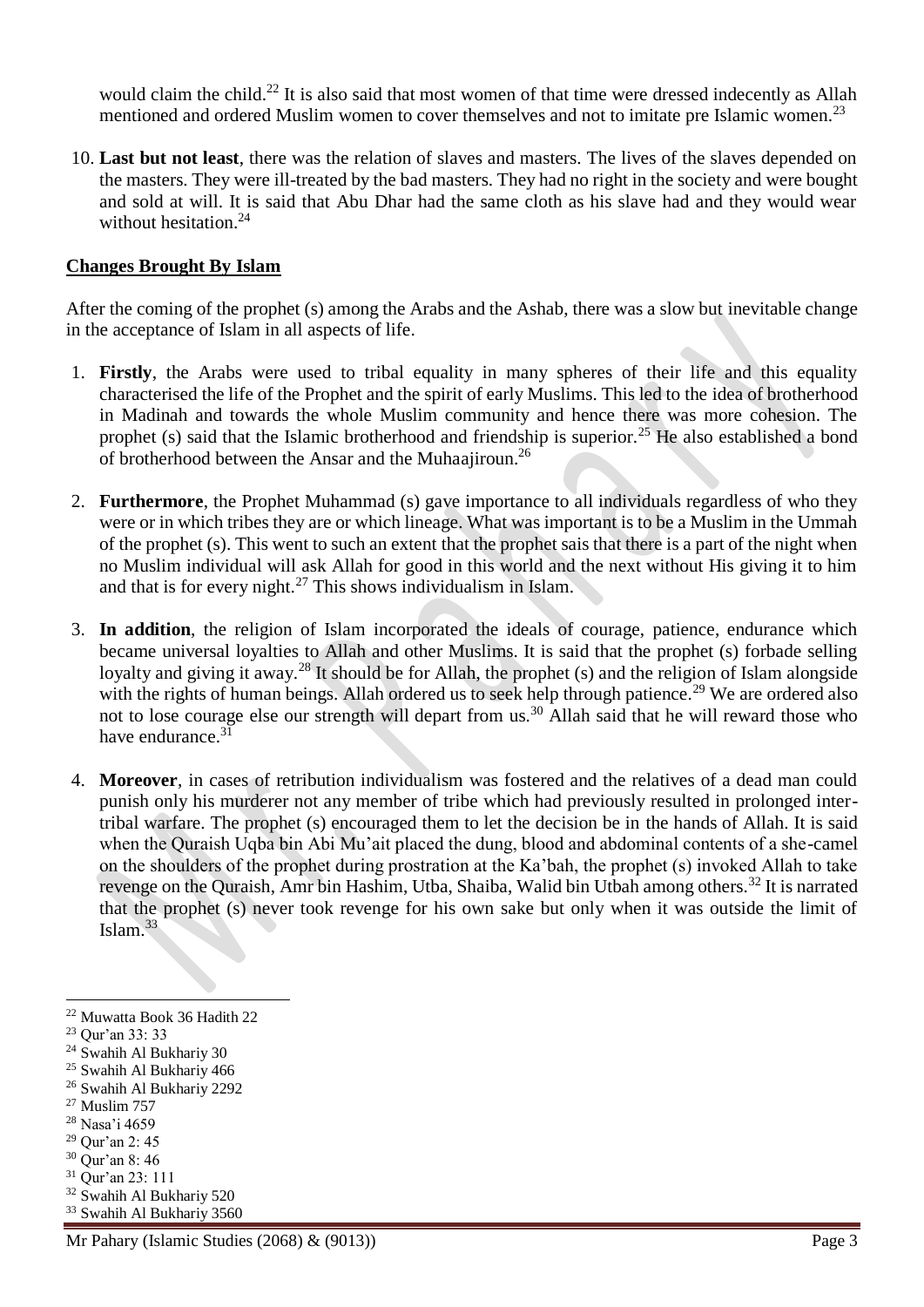would claim the child.[22] It is also said that most women of that time were dressed indecently as Allah mentioned and ordered Muslim women to cover themselves and not to imitate pre Islamic women.[23]

10. **Last but not least**, there was the relation of slaves and masters. The lives of the slaves depended on the masters. They were ill-treated by the bad masters. They had no right in the society and were bought and sold at will. It is said that Abu Dhar had the same cloth as his slave had and they would wear without hesitation.[24]

## Changes Brought By Islam

After the coming of the prophet (s) among the Arabs and the Ashab, there was a slow but inevitable change in the acceptance of Islam in all aspects of life.

1. **Firstly**, the Arabs were used to tribal equality in many spheres of their life and this equality characterised the life of the Prophet and the spirit of early Muslims. This led to the idea of brotherhood in Madinah and towards the whole Muslim community and hence there was more cohesion. The prophet (s) said that the Islamic brotherhood and friendship is superior.[25] He also established a bond of brotherhood between the Ansar and the Muhaajiroun.[26]

2. **Furthermore**, the Prophet Muhammad (s) gave importance to all individuals regardless of who they were or in which tribes they are or which lineage. What was important is to be a Muslim in the Ummah of the prophet (s). This went to such an extent that the prophet sais that there is a part of the night when no Muslim individual will ask Allah for good in this world and the next without His giving it to him and that is for every night.[27] This shows individualism in Islam.

3. **In addition**, the religion of Islam incorporated the ideals of courage, patience, endurance which became universal loyalties to Allah and other Muslims. It is said that the prophet (s) forbade selling loyalty and giving it away.[28] It should be for Allah, the prophet (s) and the religion of Islam alongside with the rights of human beings. Allah ordered us to seek help through patience.[29] We are ordered also not to lose courage else our strength will depart from us.[30] Allah said that he will reward those who have endurance.[31]

4. **Moreover**, in cases of retribution individualism was fostered and the relatives of a dead man could punish only his murderer not any member of tribe which had previously resulted in prolonged inter-tribal warfare. The prophet (s) encouraged them to let the decision be in the hands of Allah. It is said when the Quraish Uqba bin Abi Mu'ait placed the dung, blood and abdominal contents of a she-camel on the shoulders of the prophet during prostration at the Ka'bah, the prophet (s) invoked Allah to take revenge on the Quraish, Amr bin Hashim, Utba, Shaiba, Walid bin Utbah among others.[32] It is narrated that the prophet (s) never took revenge for his own sake but only when it was outside the limit of Islam.[33]

---

[22] Muwatta Book 36 Hadith 22
[23] Qur'an 33: 33
[24] Swahih Al Bukhariy 30
[25] Swahih Al Bukhariy 466
[26] Swahih Al Bukhariy 2292
[27] Muslim 757
[28] Nasa'i 4659
[29] Qur'an 2: 45
[30] Qur'an 8: 46
[31] Qur'an 23: 111
[32] Swahih Al Bukhariy 520
[33] Swahih Al Bukhariy 3560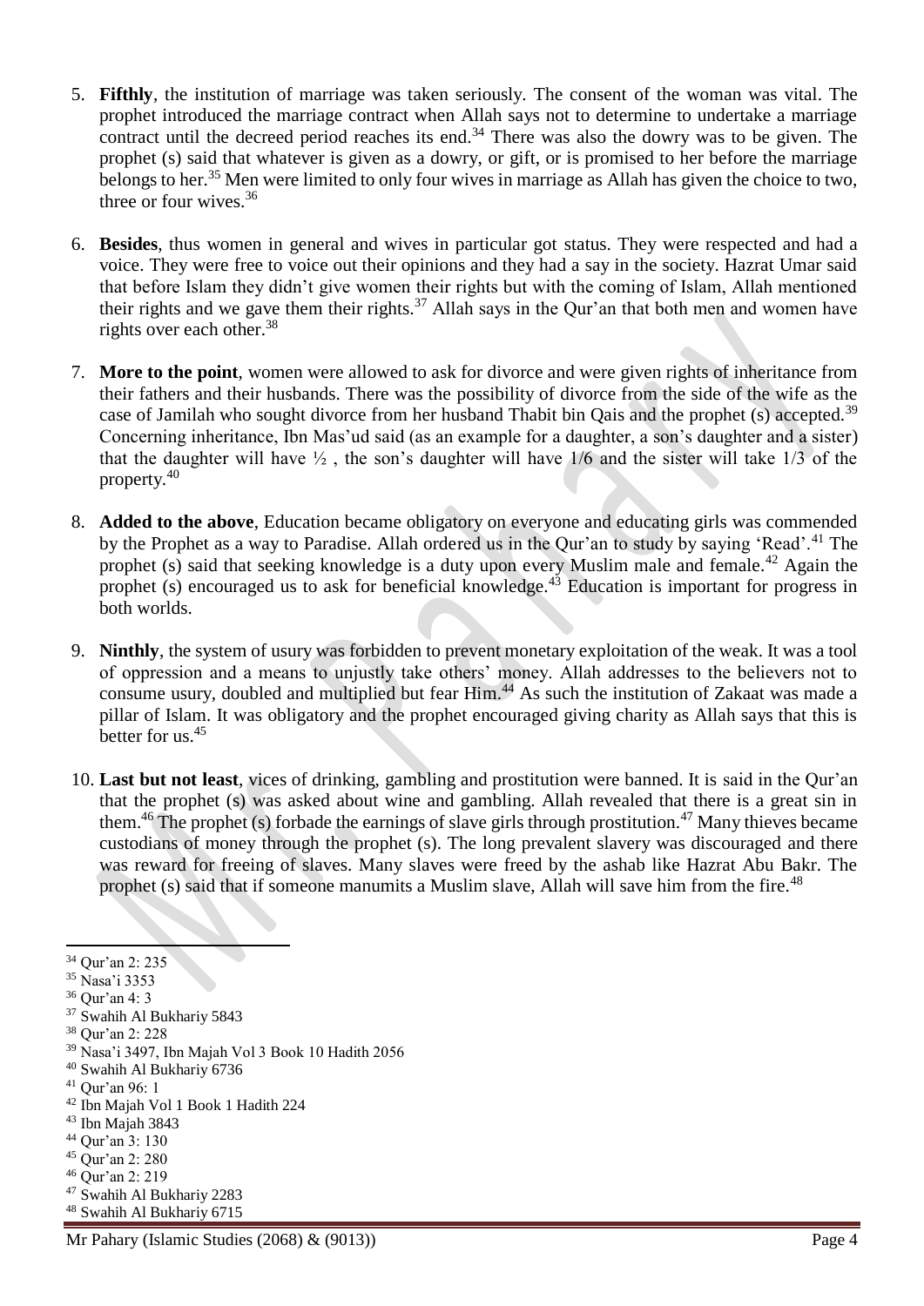5. **Fifthly**, the institution of marriage was taken seriously. The consent of the woman was vital. The prophet introduced the marriage contract when Allah says not to determine to undertake a marriage contract until the decreed period reaches its end.[34] There was also the dowry was to be given. The prophet (s) said that whatever is given as a dowry, or gift, or is promised to her before the marriage belongs to her.[35] Men were limited to only four wives in marriage as Allah has given the choice to two, three or four wives.[36]

6. **Besides**, thus women in general and wives in particular got status. They were respected and had a voice. They were free to voice out their opinions and they had a say in the society. Hazrat Umar said that before Islam they didn't give women their rights but with the coming of Islam, Allah mentioned their rights and we gave them their rights.[37] Allah says in the Qur'an that both men and women have rights over each other.[38]

7. **More to the point**, women were allowed to ask for divorce and were given rights of inheritance from their fathers and their husbands. There was the possibility of divorce from the side of the wife as the case of Jamilah who sought divorce from her husband Thabit bin Qais and the prophet (s) accepted.[39] Concerning inheritance, Ibn Mas'ud said (as an example for a daughter, a son's daughter and a sister) that the daughter will have ½ , the son's daughter will have 1/6 and the sister will take 1/3 of the property.[40]

8. **Added to the above**, Education became obligatory on everyone and educating girls was commended by the Prophet as a way to Paradise. Allah ordered us in the Qur'an to study by saying 'Read'.[41] The prophet (s) said that seeking knowledge is a duty upon every Muslim male and female.[42] Again the prophet (s) encouraged us to ask for beneficial knowledge.[43] Education is important for progress in both worlds.

9. **Ninthly**, the system of usury was forbidden to prevent monetary exploitation of the weak. It was a tool of oppression and a means to unjustly take others' money. Allah addresses to the believers not to consume usury, doubled and multiplied but fear Him.[44] As such the institution of Zakaat was made a pillar of Islam. It was obligatory and the prophet encouraged giving charity as Allah says that this is better for us.[45]

10. **Last but not least**, vices of drinking, gambling and prostitution were banned. It is said in the Qur'an that the prophet (s) was asked about wine and gambling. Allah revealed that there is a great sin in them.[46] The prophet (s) forbade the earnings of slave girls through prostitution.[47] Many thieves became custodians of money through the prophet (s). The long prevalent slavery was discouraged and there was reward for freeing of slaves. Many slaves were freed by the ashab like Hazrat Abu Bakr. The prophet (s) said that if someone manumits a Muslim slave, Allah will save him from the fire.[48]

---

[34] Qur'an 2: 235
[35] Nasa'i 3353
[36] Qur'an 4: 3
[37] Swahih Al Bukhariy 5843
[38] Qur'an 2: 228
[39] Nasa'i 3497, Ibn Majah Vol 3 Book 10 Hadith 2056
[40] Swahih Al Bukhariy 6736
[41] Qur'an 96: 1
[42] Ibn Majah Vol 1 Book 1 Hadith 224
[43] Ibn Majah 3843
[44] Qur'an 3: 130
[45] Qur'an 2: 280
[46] Qur'an 2: 219
[47] Swahih Al Bukhariy 2283
[48] Swahih Al Bukhariy 6715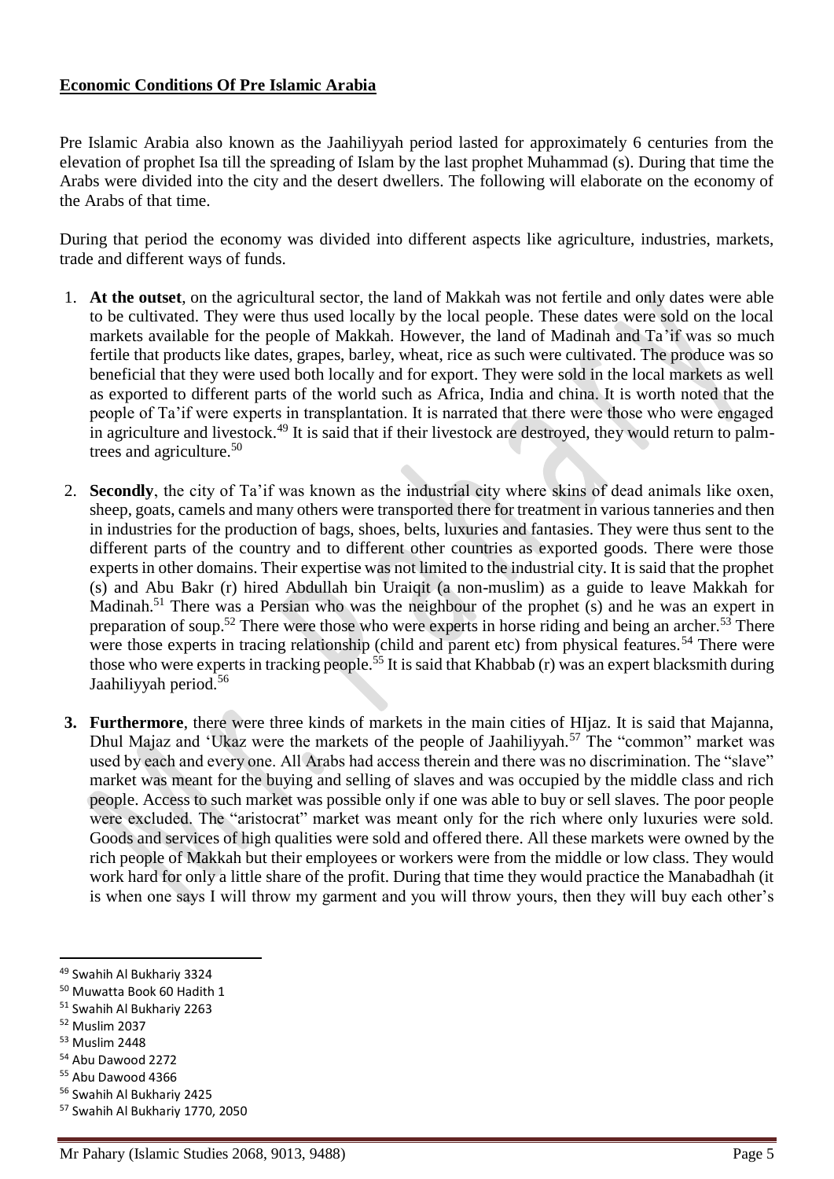**Economic Conditions Of Pre Islamic Arabia**

Pre Islamic Arabia also known as the Jaahiliyyah period lasted for approximately 6 centuries from the elevation of prophet Isa till the spreading of Islam by the last prophet Muhammad (s). During that time the Arabs were divided into the city and the desert dwellers. The following will elaborate on the economy of the Arabs of that time.

During that period the economy was divided into different aspects like agriculture, industries, markets, trade and different ways of funds.

1. **At the outset**, on the agricultural sector, the land of Makkah was not fertile and only dates were able to be cultivated. They were thus used locally by the local people. These dates were sold on the local markets available for the people of Makkah. However, the land of Madinah and Ta'if was so much fertile that products like dates, grapes, barley, wheat, rice as such were cultivated. The produce was so beneficial that they were used both locally and for export. They were sold in the local markets as well as exported to different parts of the world such as Africa, India and china. It is worth noted that the people of Ta'if were experts in transplantation. It is narrated that there were those who were engaged in agriculture and livestock.[49] It is said that if their livestock are destroyed, they would return to palm-trees and agriculture.[50]

2. **Secondly**, the city of Ta'if was known as the industrial city where skins of dead animals like oxen, sheep, goats, camels and many others were transported there for treatment in various tanneries and then in industries for the production of bags, shoes, belts, luxuries and fantasies. They were thus sent to the different parts of the country and to different other countries as exported goods. There were those experts in other domains. Their expertise was not limited to the industrial city. It is said that the prophet (s) and Abu Bakr (r) hired Abdullah bin Uraiqit (a non-muslim) as a guide to leave Makkah for Madinah.[51] There was a Persian who was the neighbour of the prophet (s) and he was an expert in preparation of soup.[52] There were those who were experts in horse riding and being an archer.[53] There were those experts in tracing relationship (child and parent etc) from physical features.[54] There were those who were experts in tracking people.[55] It is said that Khabbab (r) was an expert blacksmith during Jaahiliyyah period.[56]

3. **Furthermore**, there were three kinds of markets in the main cities of HIjaz. It is said that Majanna, Dhul Majaz and 'Ukaz were the markets of the people of Jaahiliyyah.[57] The "common" market was used by each and every one. All Arabs had access therein and there was no discrimination. The "slave" market was meant for the buying and selling of slaves and was occupied by the middle class and rich people. Access to such market was possible only if one was able to buy or sell slaves. The poor people were excluded. The "aristocrat" market was meant only for the rich where only luxuries were sold. Goods and services of high qualities were sold and offered there. All these markets were owned by the rich people of Makkah but their employees or workers were from the middle or low class. They would work hard for only a little share of the profit. During that time they would practice the Manabadhah (it is when one says I will throw my garment and you will throw yours, then they will buy each other's

---

[49] Swahih Al Bukhariy 3324
[50] Muwatta Book 60 Hadith 1
[51] Swahih Al Bukhariy 2263
[52] Muslim 2037
[53] Muslim 2448
[54] Abu Dawood 2272
[55] Abu Dawood 4366
[56] Swahih Al Bukhariy 2425
[57] Swahih Al Bukhariy 1770, 2050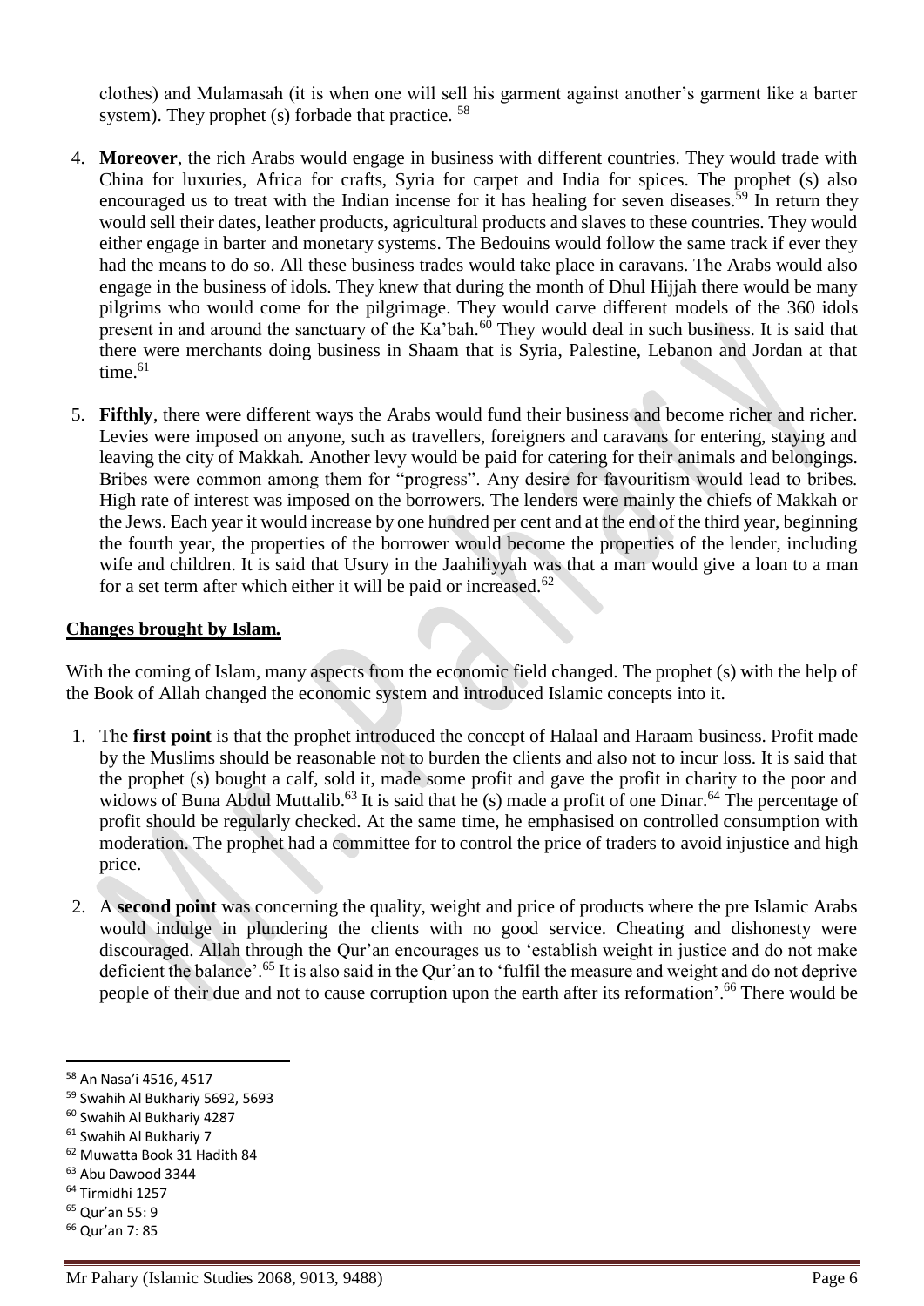clothes) and Mulamasah (it is when one will sell his garment against another's garment like a barter system). They prophet (s) forbade that practice. [58]

4. **Moreover**, the rich Arabs would engage in business with different countries. They would trade with China for luxuries, Africa for crafts, Syria for carpet and India for spices. The prophet (s) also encouraged us to treat with the Indian incense for it has healing for seven diseases.[59] In return they would sell their dates, leather products, agricultural products and slaves to these countries. They would either engage in barter and monetary systems. The Bedouins would follow the same track if ever they had the means to do so. All these business trades would take place in caravans. The Arabs would also engage in the business of idols. They knew that during the month of Dhul Hijjah there would be many pilgrims who would come for the pilgrimage. They would carve different models of the 360 idols present in and around the sanctuary of the Ka'bah.[60] They would deal in such business. It is said that there were merchants doing business in Shaam that is Syria, Palestine, Lebanon and Jordan at that time.[61]

5. **Fifthly**, there were different ways the Arabs would fund their business and become richer and richer. Levies were imposed on anyone, such as travellers, foreigners and caravans for entering, staying and leaving the city of Makkah. Another levy would be paid for catering for their animals and belongings. Bribes were common among them for "progress". Any desire for favouritism would lead to bribes. High rate of interest was imposed on the borrowers. The lenders were mainly the chiefs of Makkah or the Jews. Each year it would increase by one hundred per cent and at the end of the third year, beginning the fourth year, the properties of the borrower would become the properties of the lender, including wife and children. It is said that Usury in the Jaahiliyyah was that a man would give a loan to a man for a set term after which either it will be paid or increased.[62]

## Changes brought by Islam.

With the coming of Islam, many aspects from the economic field changed. The prophet (s) with the help of the Book of Allah changed the economic system and introduced Islamic concepts into it.

1. The **first point** is that the prophet introduced the concept of Halaal and Haraam business. Profit made by the Muslims should be reasonable not to burden the clients and also not to incur loss. It is said that the prophet (s) bought a calf, sold it, made some profit and gave the profit in charity to the poor and widows of Buna Abdul Muttalib.[63] It is said that he (s) made a profit of one Dinar.[64] The percentage of profit should be regularly checked. At the same time, he emphasised on controlled consumption with moderation. The prophet had a committee for to control the price of traders to avoid injustice and high price.

2. A **second point** was concerning the quality, weight and price of products where the pre Islamic Arabs would indulge in plundering the clients with no good service. Cheating and dishonesty were discouraged. Allah through the Qur'an encourages us to 'establish weight in justice and do not make deficient the balance'.[65] It is also said in the Qur'an to 'fulfil the measure and weight and do not deprive people of their due and not to cause corruption upon the earth after its reformation'.[66] There would be

---

[58] An Nasa'i 4516, 4517
[59] Swahih Al Bukhariy 5692, 5693
[60] Swahih Al Bukhariy 4287
[61] Swahih Al Bukhariy 7
[62] Muwatta Book 31 Hadith 84
[63] Abu Dawood 3344
[64] Tirmidhi 1257
[65] Qur'an 55: 9
[66] Qur'an 7: 85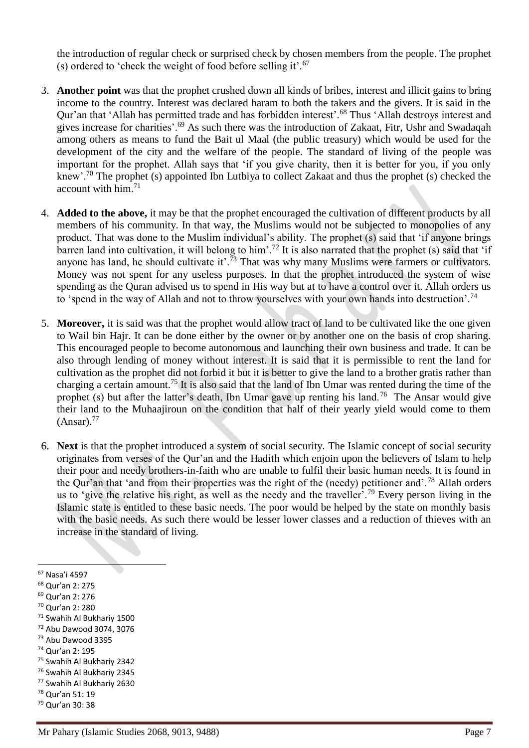the introduction of regular check or surprised check by chosen members from the people. The prophet (s) ordered to 'check the weight of food before selling it'.[67]

3. **Another point** was that the prophet crushed down all kinds of bribes, interest and illicit gains to bring income to the country. Interest was declared haram to both the takers and the givers. It is said in the Qur'an that 'Allah has permitted trade and has forbidden interest'.[68] Thus 'Allah destroys interest and gives increase for charities'.[69] As such there was the introduction of Zakaat, Fitr, Ushr and Swadaqah among others as means to fund the Bait ul Maal (the public treasury) which would be used for the development of the city and the welfare of the people. The standard of living of the people was important for the prophet. Allah says that 'if you give charity, then it is better for you, if you only knew'.[70] The prophet (s) appointed Ibn Lutbiya to collect Zakaat and thus the prophet (s) checked the account with him.[71]

4. **Added to the above,** it may be that the prophet encouraged the cultivation of different products by all members of his community. In that way, the Muslims would not be subjected to monopolies of any product. That was done to the Muslim individual's ability. The prophet (s) said that 'if anyone brings barren land into cultivation, it will belong to him'.[72] It is also narrated that the prophet (s) said that 'if anyone has land, he should cultivate it'.[73] That was why many Muslims were farmers or cultivators. Money was not spent for any useless purposes. In that the prophet introduced the system of wise spending as the Quran advised us to spend in His way but at to have a control over it. Allah orders us to 'spend in the way of Allah and not to throw yourselves with your own hands into destruction'.[74]

5. **Moreover,** it is said was that the prophet would allow tract of land to be cultivated like the one given to Wail bin Hajr. It can be done either by the owner or by another one on the basis of crop sharing. This encouraged people to become autonomous and launching their own business and trade. It can be also through lending of money without interest. It is said that it is permissible to rent the land for cultivation as the prophet did not forbid it but it is better to give the land to a brother gratis rather than charging a certain amount.[75] It is also said that the land of Ibn Umar was rented during the time of the prophet (s) but after the latter's death, Ibn Umar gave up renting his land.[76] The Ansar would give their land to the Muhaajiroun on the condition that half of their yearly yield would come to them (Ansar).[77]

6. **Next** is that the prophet introduced a system of social security. The Islamic concept of social security originates from verses of the Qur'an and the Hadith which enjoin upon the believers of Islam to help their poor and needy brothers-in-faith who are unable to fulfil their basic human needs. It is found in the Qur'an that 'and from their properties was the right of the (needy) petitioner and'.[78] Allah orders us to 'give the relative his right, as well as the needy and the traveller'.[79] Every person living in the Islamic state is entitled to these basic needs. The poor would be helped by the state on monthly basis with the basic needs. As such there would be lesser lower classes and a reduction of thieves with an increase in the standard of living.

---

[67] Nasa'i 4597
[68] Qur'an 2: 275
[69] Qur'an 2: 276
[70] Qur'an 2: 280
[71] Swahih Al Bukhariy 1500
[72] Abu Dawood 3074, 3076
[73] Abu Dawood 3395
[74] Qur'an 2: 195
[75] Swahih Al Bukhariy 2342
[76] Swahih Al Bukhariy 2345
[77] Swahih Al Bukhariy 2630
[78] Qur'an 51: 19
[79] Qur'an 30: 38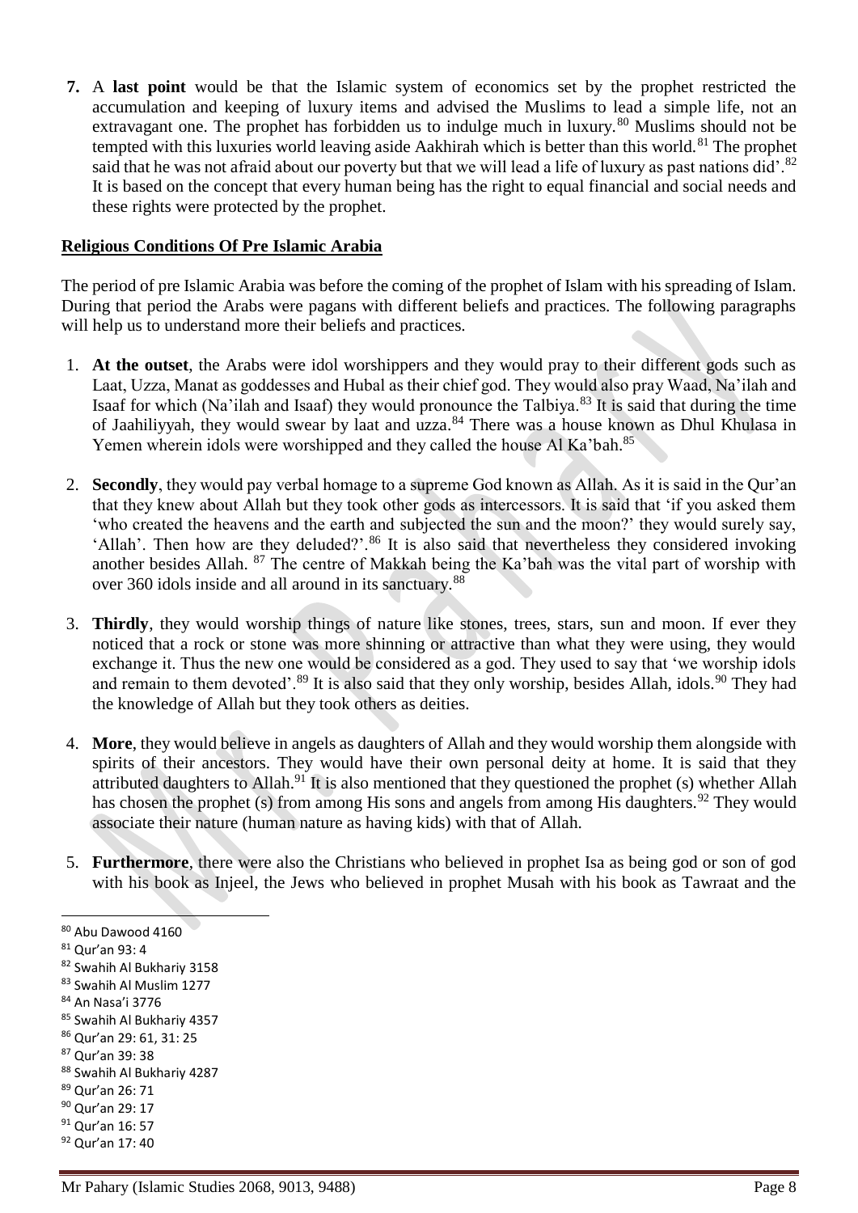**7.** A **last point** would be that the Islamic system of economics set by the prophet restricted the accumulation and keeping of luxury items and advised the Muslims to lead a simple life, not an extravagant one. The prophet has forbidden us to indulge much in luxury.[80] Muslims should not be tempted with this luxuries world leaving aside Aakhirah which is better than this world.[81] The prophet said that he was not afraid about our poverty but that we will lead a life of luxury as past nations did'.[82] It is based on the concept that every human being has the right to equal financial and social needs and these rights were protected by the prophet.

**Religious Conditions Of Pre Islamic Arabia**

The period of pre Islamic Arabia was before the coming of the prophet of Islam with his spreading of Islam. During that period the Arabs were pagans with different beliefs and practices. The following paragraphs will help us to understand more their beliefs and practices.

1. **At the outset**, the Arabs were idol worshippers and they would pray to their different gods such as Laat, Uzza, Manat as goddesses and Hubal as their chief god. They would also pray Waad, Na'ilah and Isaaf for which (Na'ilah and Isaaf) they would pronounce the Talbiya.[83] It is said that during the time of Jaahiliyyah, they would swear by laat and uzza.[84] There was a house known as Dhul Khulasa in Yemen wherein idols were worshipped and they called the house Al Ka'bah.[85]

2. **Secondly**, they would pay verbal homage to a supreme God known as Allah. As it is said in the Qur'an that they knew about Allah but they took other gods as intercessors. It is said that 'if you asked them 'who created the heavens and the earth and subjected the sun and the moon?' they would surely say, 'Allah'. Then how are they deluded?'.[86] It is also said that nevertheless they considered invoking another besides Allah. [87] The centre of Makkah being the Ka'bah was the vital part of worship with over 360 idols inside and all around in its sanctuary.[88]

3. **Thirdly**, they would worship things of nature like stones, trees, stars, sun and moon. If ever they noticed that a rock or stone was more shinning or attractive than what they were using, they would exchange it. Thus the new one would be considered as a god. They used to say that 'we worship idols and remain to them devoted'.[89] It is also said that they only worship, besides Allah, idols.[90] They had the knowledge of Allah but they took others as deities.

4. **More**, they would believe in angels as daughters of Allah and they would worship them alongside with spirits of their ancestors. They would have their own personal deity at home. It is said that they attributed daughters to Allah.[91] It is also mentioned that they questioned the prophet (s) whether Allah has chosen the prophet (s) from among His sons and angels from among His daughters.[92] They would associate their nature (human nature as having kids) with that of Allah.

5. **Furthermore**, there were also the Christians who believed in prophet Isa as being god or son of god with his book as Injeel, the Jews who believed in prophet Musah with his book as Tawraat and the

---

[80] Abu Dawood 4160
[81] Qur'an 93: 4
[82] Swahih Al Bukhariy 3158
[83] Swahih Al Muslim 1277
[84] An Nasa'i 3776
[85] Swahih Al Bukhariy 4357
[86] Qur'an 29: 61, 31: 25
[87] Qur'an 39: 38
[88] Swahih Al Bukhariy 4287
[89] Qur'an 26: 71
[90] Qur'an 29: 17
[91] Qur'an 16: 57
[92] Qur'an 17: 40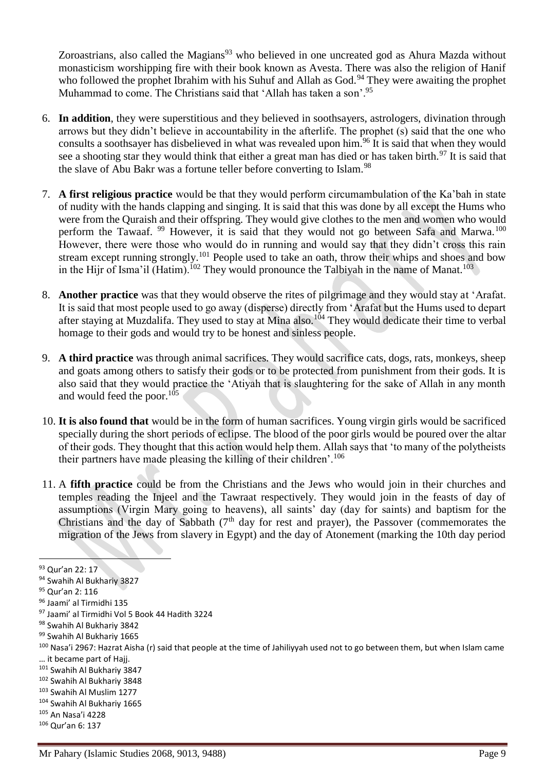Zoroastrians, also called the Magians[93] who believed in one uncreated god as Ahura Mazda without monasticism worshipping fire with their book known as Avesta. There was also the religion of Hanif who followed the prophet Ibrahim with his Suhuf and Allah as God.[94] They were awaiting the prophet Muhammad to come. The Christians said that 'Allah has taken a son'.[95]

6. **In addition**, they were superstitious and they believed in soothsayers, astrologers, divination through arrows but they didn't believe in accountability in the afterlife. The prophet (s) said that the one who consults a soothsayer has disbelieved in what was revealed upon him.[96] It is said that when they would see a shooting star they would think that either a great man has died or has taken birth.[97] It is said that the slave of Abu Bakr was a fortune teller before converting to Islam.[98]

7. **A first religious practice** would be that they would perform circumambulation of the Ka'bah in state of nudity with the hands clapping and singing. It is said that this was done by all except the Hums who were from the Quraish and their offspring. They would give clothes to the men and women who would perform the Tawaaf. [99] However, it is said that they would not go between Safa and Marwa.[100] However, there were those who would do in running and would say that they didn't cross this rain stream except running strongly.[101] People used to take an oath, throw their whips and shoes and bow in the Hijr of Isma'il (Hatim).[102] They would pronounce the Talbiyah in the name of Manat.[103]

8. **Another practice** was that they would observe the rites of pilgrimage and they would stay at 'Arafat. It is said that most people used to go away (disperse) directly from 'Arafat but the Hums used to depart after staying at Muzdalifa. They used to stay at Mina also.[104] They would dedicate their time to verbal homage to their gods and would try to be honest and sinless people.

9. **A third practice** was through animal sacrifices. They would sacrifice cats, dogs, rats, monkeys, sheep and goats among others to satisfy their gods or to be protected from punishment from their gods. It is also said that they would practice the 'Atiyah that is slaughtering for the sake of Allah in any month and would feed the poor.[105]

10. **It is also found that** would be in the form of human sacrifices. Young virgin girls would be sacrificed specially during the short periods of eclipse. The blood of the poor girls would be poured over the altar of their gods. They thought that this action would help them. Allah says that 'to many of the polytheists their partners have made pleasing the killing of their children'.[106]

11. A **fifth practice** could be from the Christians and the Jews who would join in their churches and temples reading the Injeel and the Tawraat respectively. They would join in the feasts of day of assumptions (Virgin Mary going to heavens), all saints' day (day for saints) and baptism for the Christians and the day of Sabbath (7th day for rest and prayer), the Passover (commemorates the migration of the Jews from slavery in Egypt) and the day of Atonement (marking the 10th day period

---

[93] Qur'an 22: 17
[94] Swahih Al Bukhariy 3827
[95] Qur'an 2: 116
[96] Jaami' al Tirmidhi 135
[97] Jaami' al Tirmidhi Vol 5 Book 44 Hadith 3224
[98] Swahih Al Bukhariy 3842
[99] Swahih Al Bukhariy 1665
[100] Nasa'i 2967: Hazrat Aisha (r) said that people at the time of Jahiliyyah used not to go between them, but when Islam came … it became part of Hajj.
[101] Swahih Al Bukhariy 3847
[102] Swahih Al Bukhariy 3848
[103] Swahih Al Muslim 1277
[104] Swahih Al Bukhariy 1665
[105] An Nasa'i 4228
[106] Qur'an 6: 137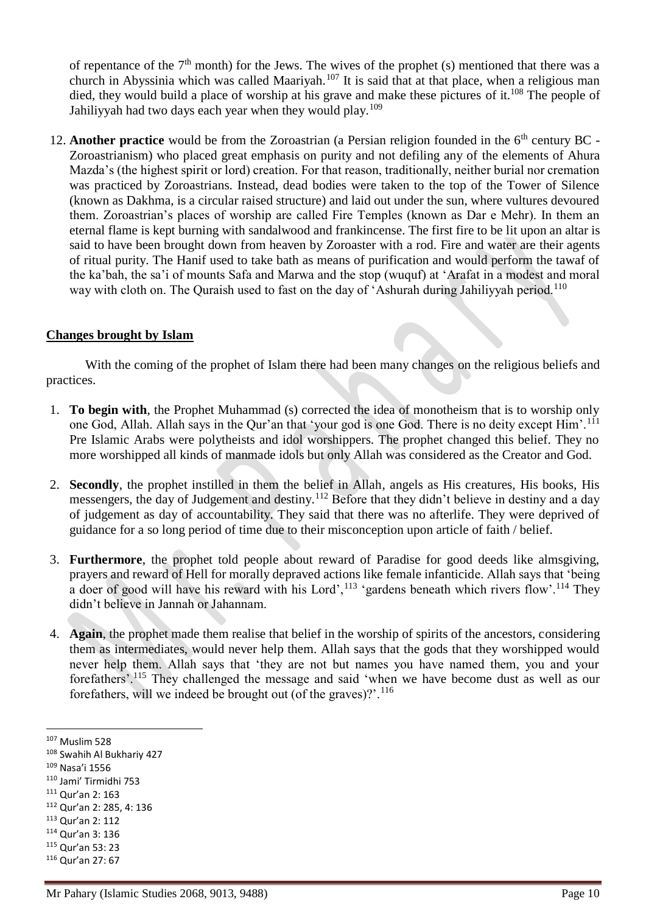of repentance of the 7th month) for the Jews. The wives of the prophet (s) mentioned that there was a church in Abyssinia which was called Maariyah.[107] It is said that at that place, when a religious man died, they would build a place of worship at his grave and make these pictures of it.[108] The people of Jahiliyyah had two days each year when they would play.[109]

12. **Another practice** would be from the Zoroastrian (a Persian religion founded in the 6th century BC - Zoroastrianism) who placed great emphasis on purity and not defiling any of the elements of Ahura Mazda's (the highest spirit or lord) creation. For that reason, traditionally, neither burial nor cremation was practiced by Zoroastrians. Instead, dead bodies were taken to the top of the Tower of Silence (known as Dakhma, is a circular raised structure) and laid out under the sun, where vultures devoured them. Zoroastrian's places of worship are called Fire Temples (known as Dar e Mehr). In them an eternal flame is kept burning with sandalwood and frankincense. The first fire to be lit upon an altar is said to have been brought down from heaven by Zoroaster with a rod. Fire and water are their agents of ritual purity. The Hanif used to take bath as means of purification and would perform the tawaf of the ka'bah, the sa'i of mounts Safa and Marwa and the stop (wuquf) at 'Arafat in a modest and moral way with cloth on. The Quraish used to fast on the day of 'Ashurah during Jahiliyyah period.[110]

## Changes brought by Islam

With the coming of the prophet of Islam there had been many changes on the religious beliefs and practices.

1. **To begin with**, the Prophet Muhammad (s) corrected the idea of monotheism that is to worship only one God, Allah. Allah says in the Qur'an that 'your god is one God. There is no deity except Him'.[111] Pre Islamic Arabs were polytheists and idol worshippers. The prophet changed this belief. They no more worshipped all kinds of manmade idols but only Allah was considered as the Creator and God.

2. **Secondly**, the prophet instilled in them the belief in Allah, angels as His creatures, His books, His messengers, the day of Judgement and destiny.[112] Before that they didn't believe in destiny and a day of judgement as day of accountability. They said that there was no afterlife. They were deprived of guidance for a so long period of time due to their misconception upon article of faith / belief.

3. **Furthermore**, the prophet told people about reward of Paradise for good deeds like almsgiving, prayers and reward of Hell for morally depraved actions like female infanticide. Allah says that 'being a doer of good will have his reward with his Lord',[113] 'gardens beneath which rivers flow'.[114] They didn't believe in Jannah or Jahannam.

4. **Again**, the prophet made them realise that belief in the worship of spirits of the ancestors, considering them as intermediates, would never help them. Allah says that the gods that they worshipped would never help them. Allah says that 'they are not but names you have named them, you and your forefathers'.[115] They challenged the message and said 'when we have become dust as well as our forefathers, will we indeed be brought out (of the graves)?'.[116]

---

[107] Muslim 528
[108] Swahih Al Bukhariy 427
[109] Nasa'i 1556
[110] Jami' Tirmidhi 753
[111] Qur'an 2: 163
[112] Qur'an 2: 285, 4: 136
[113] Qur'an 2: 112
[114] Qur'an 3: 136
[115] Qur'an 53: 23
[116] Qur'an 27: 67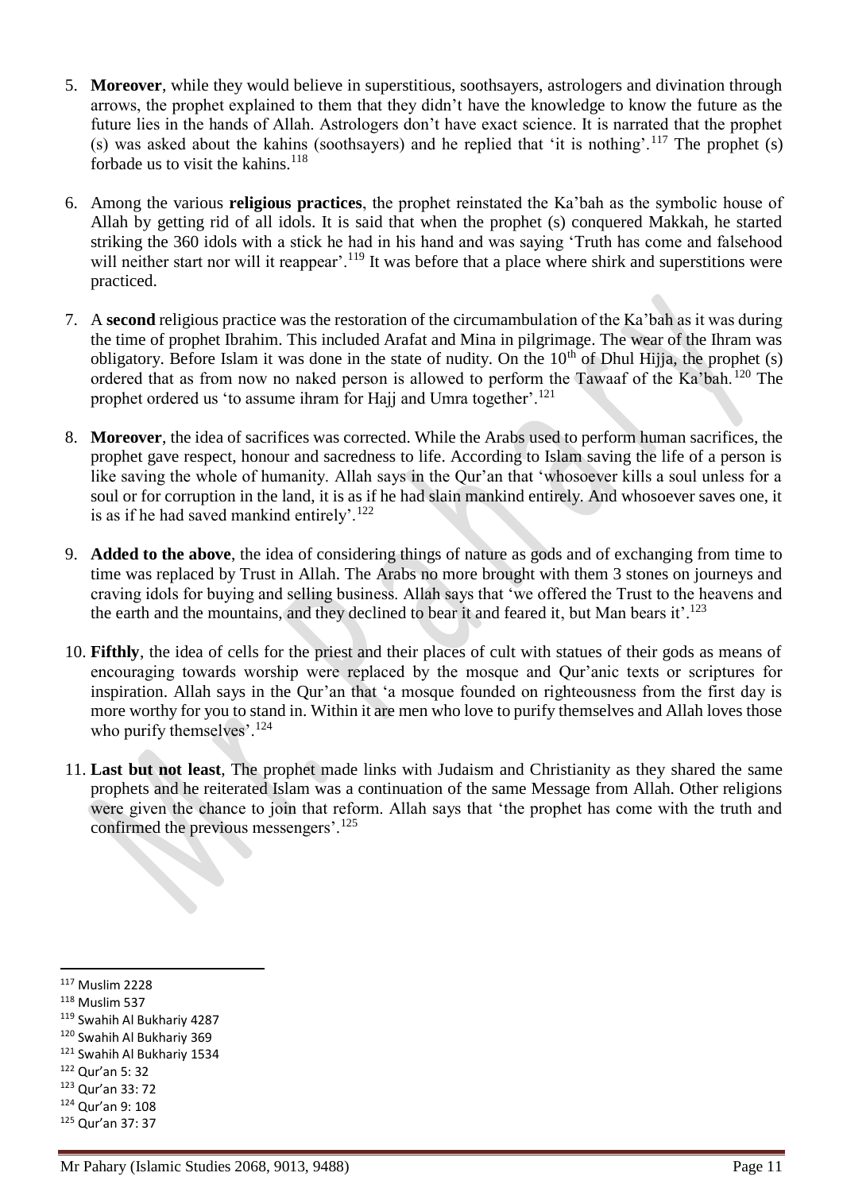5. **Moreover**, while they would believe in superstitious, soothsayers, astrologers and divination through arrows, the prophet explained to them that they didn't have the knowledge to know the future as the future lies in the hands of Allah. Astrologers don't have exact science. It is narrated that the prophet (s) was asked about the kahins (soothsayers) and he replied that 'it is nothing'.[117] The prophet (s) forbade us to visit the kahins.[118]

6. Among the various **religious practices**, the prophet reinstated the Ka'bah as the symbolic house of Allah by getting rid of all idols. It is said that when the prophet (s) conquered Makkah, he started striking the 360 idols with a stick he had in his hand and was saying 'Truth has come and falsehood will neither start nor will it reappear'.[119] It was before that a place where shirk and superstitions were practiced.

7. A **second** religious practice was the restoration of the circumambulation of the Ka'bah as it was during the time of prophet Ibrahim. This included Arafat and Mina in pilgrimage. The wear of the Ihram was obligatory. Before Islam it was done in the state of nudity. On the 10th of Dhul Hijja, the prophet (s) ordered that as from now no naked person is allowed to perform the Tawaaf of the Ka'bah.[120] The prophet ordered us 'to assume ihram for Hajj and Umra together'.[121]

8. **Moreover**, the idea of sacrifices was corrected. While the Arabs used to perform human sacrifices, the prophet gave respect, honour and sacredness to life. According to Islam saving the life of a person is like saving the whole of humanity. Allah says in the Qur'an that 'whosoever kills a soul unless for a soul or for corruption in the land, it is as if he had slain mankind entirely. And whosoever saves one, it is as if he had saved mankind entirely'.[122]

9. **Added to the above**, the idea of considering things of nature as gods and of exchanging from time to time was replaced by Trust in Allah. The Arabs no more brought with them 3 stones on journeys and craving idols for buying and selling business. Allah says that 'we offered the Trust to the heavens and the earth and the mountains, and they declined to bear it and feared it, but Man bears it'.[123]

10. **Fifthly**, the idea of cells for the priest and their places of cult with statues of their gods as means of encouraging towards worship were replaced by the mosque and Qur'anic texts or scriptures for inspiration. Allah says in the Qur'an that 'a mosque founded on righteousness from the first day is more worthy for you to stand in. Within it are men who love to purify themselves and Allah loves those who purify themselves'.[124]

11. **Last but not least**, The prophet made links with Judaism and Christianity as they shared the same prophets and he reiterated Islam was a continuation of the same Message from Allah. Other religions were given the chance to join that reform. Allah says that 'the prophet has come with the truth and confirmed the previous messengers'.[125]

---

[117] Muslim 2228
[118] Muslim 537
[119] Swahih Al Bukhariy 4287
[120] Swahih Al Bukhariy 369
[121] Swahih Al Bukhariy 1534
[122] Qur'an 5: 32
[123] Qur'an 33: 72
[124] Qur'an 9: 108
[125] Qur'an 37: 37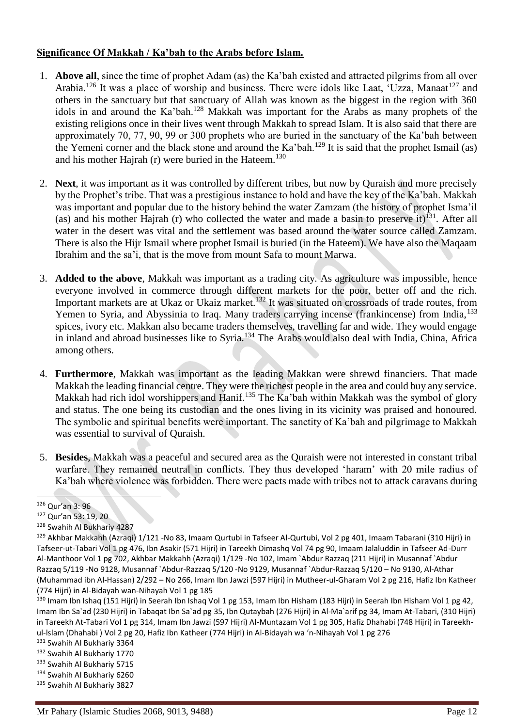**Significance Of Makkah / Ka'bah to the Arabs before Islam.**

1. **Above all**, since the time of prophet Adam (as) the Ka'bah existed and attracted pilgrims from all over Arabia.[126] It was a place of worship and business. There were idols like Laat, 'Uzza, Manaat[127] and others in the sanctuary but that sanctuary of Allah was known as the biggest in the region with 360 idols in and around the Ka'bah.[128] Makkah was important for the Arabs as many prophets of the existing religions once in their lives went through Makkah to spread Islam. It is also said that there are approximately 70, 77, 90, 99 or 300 prophets who are buried in the sanctuary of the Ka'bah between the Yemeni corner and the black stone and around the Ka'bah.[129] It is said that the prophet Ismail (as) and his mother Hajrah (r) were buried in the Hateem.[130]

2. **Next**, it was important as it was controlled by different tribes, but now by Quraish and more precisely by the Prophet's tribe. That was a prestigious instance to hold and have the key of the Ka'bah. Makkah was important and popular due to the history behind the water Zamzam (the history of prophet Isma'il (as) and his mother Hajrah (r) who collected the water and made a basin to preserve it)[131]. After all water in the desert was vital and the settlement was based around the water source called Zamzam. There is also the Hijr Ismail where prophet Ismail is buried (in the Hateem). We have also the Maqaam Ibrahim and the sa'i, that is the move from mount Safa to mount Marwa.

3. **Added to the above**, Makkah was important as a trading city. As agriculture was impossible, hence everyone involved in commerce through different markets for the poor, better off and the rich. Important markets are at Ukaz or Ukaiz market.[132] It was situated on crossroads of trade routes, from Yemen to Syria, and Abyssinia to Iraq. Many traders carrying incense (frankincense) from India,[133] spices, ivory etc. Makkan also became traders themselves, travelling far and wide. They would engage in inland and abroad businesses like to Syria.[134] The Arabs would also deal with India, China, Africa among others.

4. **Furthermore**, Makkah was important as the leading Makkan were shrewd financiers. That made Makkah the leading financial centre. They were the richest people in the area and could buy any service. Makkah had rich idol worshippers and Hanif.[135] The Ka'bah within Makkah was the symbol of glory and status. The one being its custodian and the ones living in its vicinity was praised and honoured. The symbolic and spiritual benefits were important. The sanctity of Ka'bah and pilgrimage to Makkah was essential to survival of Quraish.

5. **Besides**, Makkah was a peaceful and secured area as the Quraish were not interested in constant tribal warfare. They remained neutral in conflicts. They thus developed 'haram' with 20 mile radius of Ka'bah where violence was forbidden. There were pacts made with tribes not to attack caravans during

---

[126] Qur'an 3: 96

[127] Qur'an 53: 19, 20

[128] Swahih Al Bukhariy 4287

[129] Akhbar Makkahh (Azraqi) 1/121 -No 83, Imaam Qurtubi in Tafseer Al-Qurtubi, Vol 2 pg 401, Imaam Tabarani (310 Hijri) in Tafseer-ut-Tabari Vol 1 pg 476, Ibn Asakir (571 Hijri) in Tareekh Dimashq Vol 74 pg 90, Imaam Jalaluddin in Tafseer Ad-Durr Al-Manthoor Vol 1 pg 702, Akhbar Makkahh (Azraqi) 1/129 -No 102, Imam `Abdur Razzaq (211 Hijri) in Musannaf `Abdur Razzaq 5/119 -No 9128, Musannaf `Abdur-Razzaq 5/120 -No 9129, Musannaf `Abdur-Razzaq 5/120 – No 9130, Al-Athar (Muhammad ibn Al-Hassan) 2/292 – No 266, Imam Ibn Jawzi (597 Hijri) in Mutheer-ul-Gharam Vol 2 pg 216, Hafiz Ibn Katheer (774 Hijri) in Al-Bidayah wan-Nihayah Vol 1 pg 185

[130] Imam Ibn Ishaq (151 Hijri) in Seerah Ibn Ishaq Vol 1 pg 153, Imam Ibn Hisham (183 Hijri) in Seerah Ibn Hisham Vol 1 pg 42, Imam Ibn Sa`ad (230 Hijri) in Tabaqat Ibn Sa`ad pg 35, Ibn Qutaybah (276 Hijri) in Al-Ma`arif pg 34, Imam At-Tabari, (310 Hijri) in Tareekh At-Tabari Vol 1 pg 314, Imam Ibn Jawzi (597 Hijri) Al-Muntazam Vol 1 pg 305, Hafiz Dhahabi (748 Hijri) in Tareekh-ul-Islam (Dhahabi ) Vol 2 pg 20, Hafiz Ibn Katheer (774 Hijri) in Al-Bidayah wa 'n-Nihayah Vol 1 pg 276

[131] Swahih Al Bukhariy 3364

[132] Swahih Al Bukhariy 1770

[133] Swahih Al Bukhariy 5715

[134] Swahih Al Bukhariy 6260

[135] Swahih Al Bukhariy 3827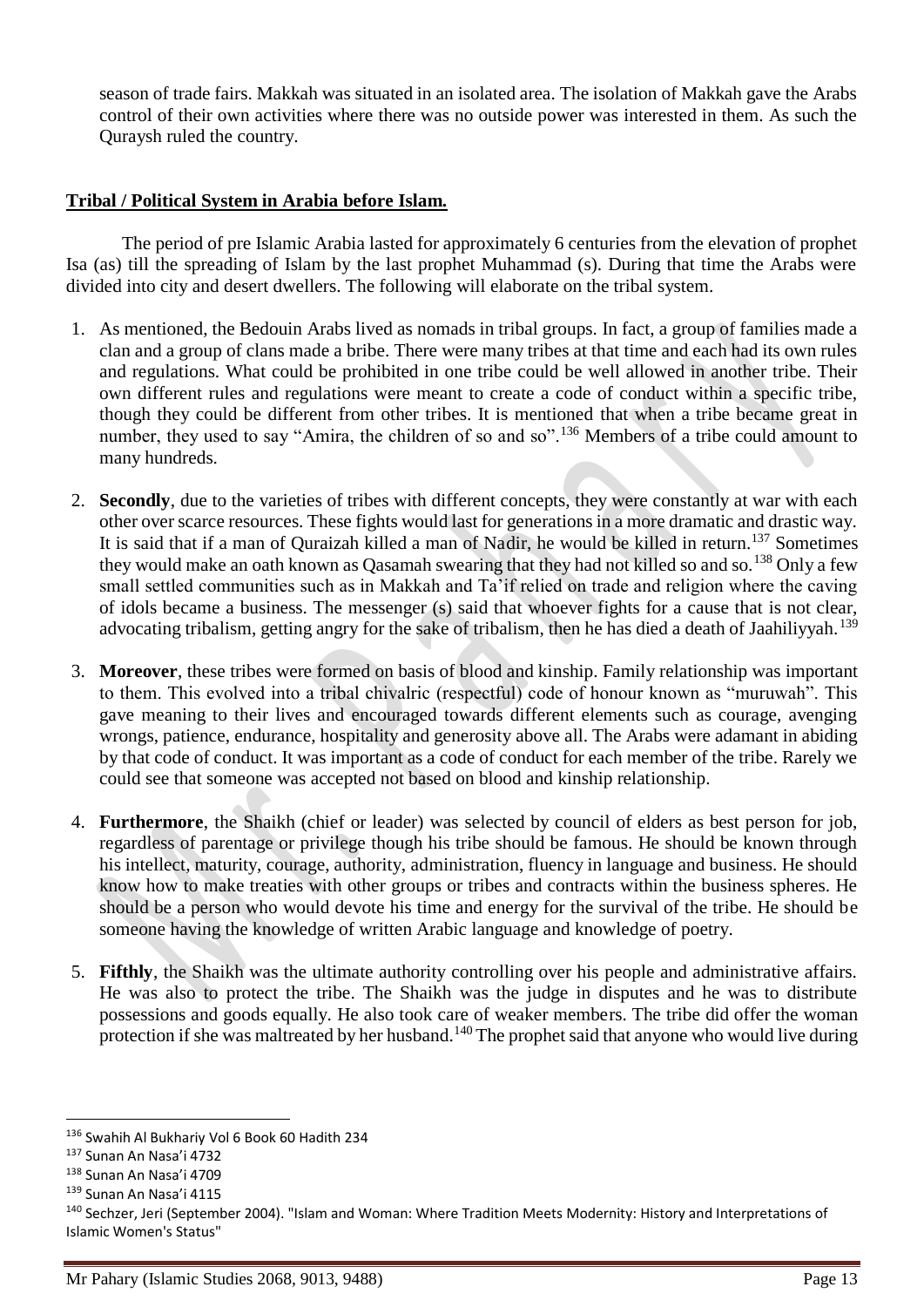season of trade fairs. Makkah was situated in an isolated area. The isolation of Makkah gave the Arabs control of their own activities where there was no outside power was interested in them. As such the Quraysh ruled the country.

## Tribal / Political System in Arabia before Islam.

The period of pre Islamic Arabia lasted for approximately 6 centuries from the elevation of prophet Isa (as) till the spreading of Islam by the last prophet Muhammad (s). During that time the Arabs were divided into city and desert dwellers. The following will elaborate on the tribal system.

1. As mentioned, the Bedouin Arabs lived as nomads in tribal groups. In fact, a group of families made a clan and a group of clans made a bribe. There were many tribes at that time and each had its own rules and regulations. What could be prohibited in one tribe could be well allowed in another tribe. Their own different rules and regulations were meant to create a code of conduct within a specific tribe, though they could be different from other tribes. It is mentioned that when a tribe became great in number, they used to say "Amira, the children of so and so".[136] Members of a tribe could amount to many hundreds.

2. **Secondly**, due to the varieties of tribes with different concepts, they were constantly at war with each other over scarce resources. These fights would last for generations in a more dramatic and drastic way. It is said that if a man of Quraizah killed a man of Nadir, he would be killed in return.[137] Sometimes they would make an oath known as Qasamah swearing that they had not killed so and so.[138] Only a few small settled communities such as in Makkah and Ta'if relied on trade and religion where the caving of idols became a business. The messenger (s) said that whoever fights for a cause that is not clear, advocating tribalism, getting angry for the sake of tribalism, then he has died a death of Jaahiliyyah.[139]

3. **Moreover**, these tribes were formed on basis of blood and kinship. Family relationship was important to them. This evolved into a tribal chivalric (respectful) code of honour known as "muruwah". This gave meaning to their lives and encouraged towards different elements such as courage, avenging wrongs, patience, endurance, hospitality and generosity above all. The Arabs were adamant in abiding by that code of conduct. It was important as a code of conduct for each member of the tribe. Rarely we could see that someone was accepted not based on blood and kinship relationship.

4. **Furthermore**, the Shaikh (chief or leader) was selected by council of elders as best person for job, regardless of parentage or privilege though his tribe should be famous. He should be known through his intellect, maturity, courage, authority, administration, fluency in language and business. He should know how to make treaties with other groups or tribes and contracts within the business spheres. He should be a person who would devote his time and energy for the survival of the tribe. He should be someone having the knowledge of written Arabic language and knowledge of poetry.

5. **Fifthly**, the Shaikh was the ultimate authority controlling over his people and administrative affairs. He was also to protect the tribe. The Shaikh was the judge in disputes and he was to distribute possessions and goods equally. He also took care of weaker members. The tribe did offer the woman protection if she was maltreated by her husband.[140] The prophet said that anyone who would live during

---

[136] Swahih Al Bukhariy Vol 6 Book 60 Hadith 234

[137] Sunan An Nasa'i 4732

[138] Sunan An Nasa'i 4709

[139] Sunan An Nasa'i 4115

[140] Sechzer, Jeri (September 2004). "Islam and Woman: Where Tradition Meets Modernity: History and Interpretations of Islamic Women's Status"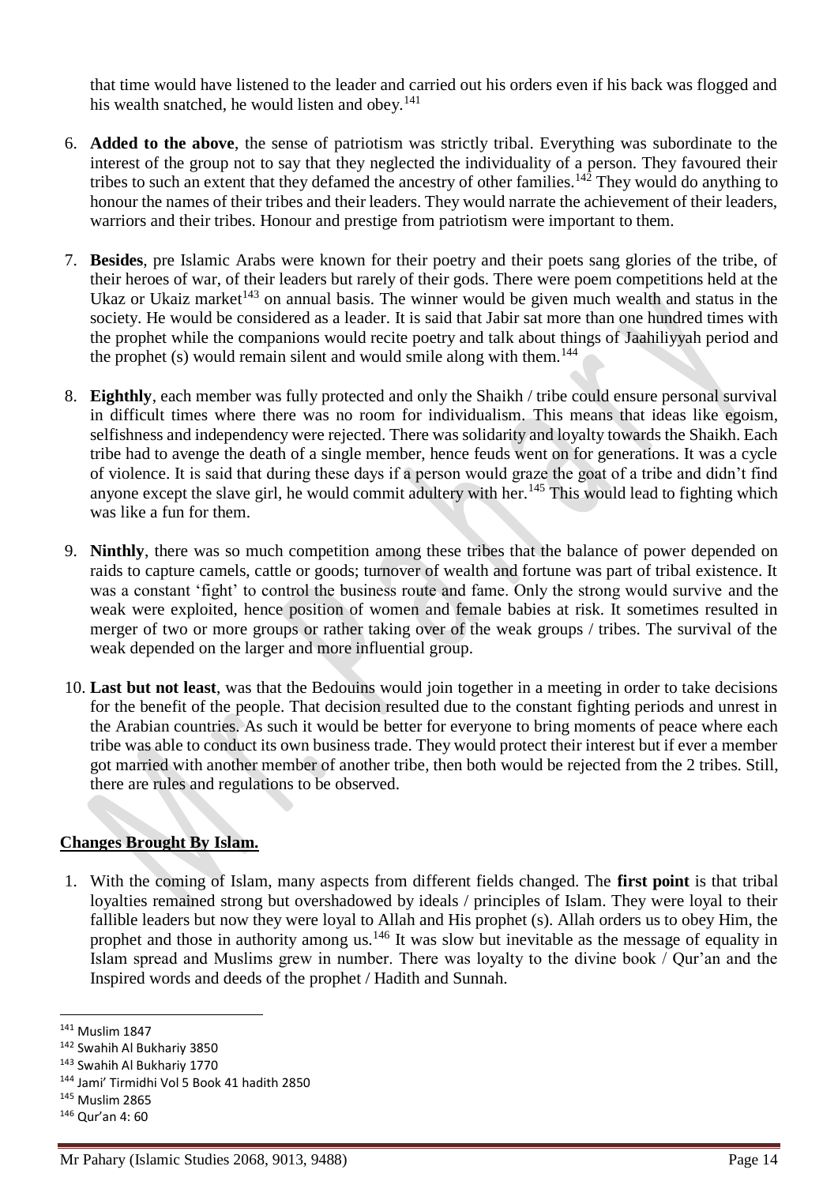that time would have listened to the leader and carried out his orders even if his back was flogged and his wealth snatched, he would listen and obey.[141]

6. **Added to the above**, the sense of patriotism was strictly tribal. Everything was subordinate to the interest of the group not to say that they neglected the individuality of a person. They favoured their tribes to such an extent that they defamed the ancestry of other families.[142] They would do anything to honour the names of their tribes and their leaders. They would narrate the achievement of their leaders, warriors and their tribes. Honour and prestige from patriotism were important to them.

7. **Besides**, pre Islamic Arabs were known for their poetry and their poets sang glories of the tribe, of their heroes of war, of their leaders but rarely of their gods. There were poem competitions held at the Ukaz or Ukaiz market[143] on annual basis. The winner would be given much wealth and status in the society. He would be considered as a leader. It is said that Jabir sat more than one hundred times with the prophet while the companions would recite poetry and talk about things of Jaahiliyyah period and the prophet (s) would remain silent and would smile along with them.[144]

8. **Eighthly**, each member was fully protected and only the Shaikh / tribe could ensure personal survival in difficult times where there was no room for individualism. This means that ideas like egoism, selfishness and independency were rejected. There was solidarity and loyalty towards the Shaikh. Each tribe had to avenge the death of a single member, hence feuds went on for generations. It was a cycle of violence. It is said that during these days if a person would graze the goat of a tribe and didn't find anyone except the slave girl, he would commit adultery with her.[145] This would lead to fighting which was like a fun for them.

9. **Ninthly**, there was so much competition among these tribes that the balance of power depended on raids to capture camels, cattle or goods; turnover of wealth and fortune was part of tribal existence. It was a constant 'fight' to control the business route and fame. Only the strong would survive and the weak were exploited, hence position of women and female babies at risk. It sometimes resulted in merger of two or more groups or rather taking over of the weak groups / tribes. The survival of the weak depended on the larger and more influential group.

10. **Last but not least**, was that the Bedouins would join together in a meeting in order to take decisions for the benefit of the people. That decision resulted due to the constant fighting periods and unrest in the Arabian countries. As such it would be better for everyone to bring moments of peace where each tribe was able to conduct its own business trade. They would protect their interest but if ever a member got married with another member of another tribe, then both would be rejected from the 2 tribes. Still, there are rules and regulations to be observed.

**<u>Changes Brought By Islam.</u>**

1. With the coming of Islam, many aspects from different fields changed. The **first point** is that tribal loyalties remained strong but overshadowed by ideals / principles of Islam. They were loyal to their fallible leaders but now they were loyal to Allah and His prophet (s). Allah orders us to obey Him, the prophet and those in authority among us.[146] It was slow but inevitable as the message of equality in Islam spread and Muslims grew in number. There was loyalty to the divine book / Qur'an and the Inspired words and deeds of the prophet / Hadith and Sunnah.

---

[141] Muslim 1847
[142] Swahih Al Bukhariy 3850
[143] Swahih Al Bukhariy 1770
[144] Jami' Tirmidhi Vol 5 Book 41 hadith 2850
[145] Muslim 2865
[146] Qur'an 4: 60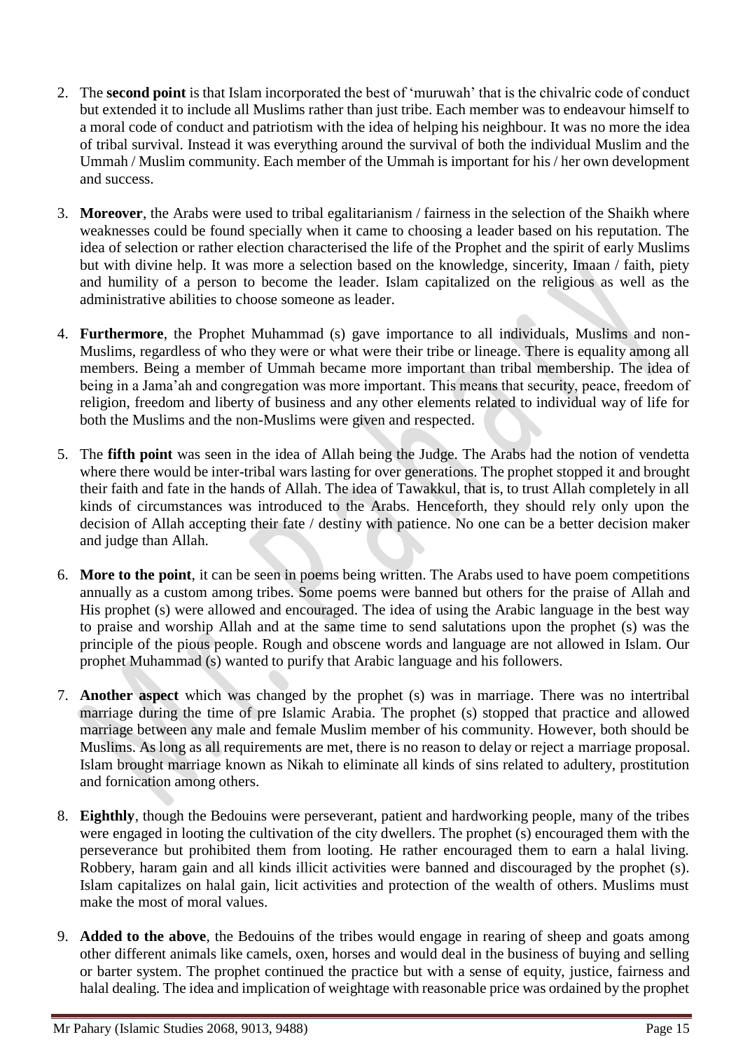2. The **second point** is that Islam incorporated the best of 'muruwah' that is the chivalric code of conduct but extended it to include all Muslims rather than just tribe. Each member was to endeavour himself to a moral code of conduct and patriotism with the idea of helping his neighbour. It was no more the idea of tribal survival. Instead it was everything around the survival of both the individual Muslim and the Ummah / Muslim community. Each member of the Ummah is important for his / her own development and success.

3. **Moreover**, the Arabs were used to tribal egalitarianism / fairness in the selection of the Shaikh where weaknesses could be found specially when it came to choosing a leader based on his reputation. The idea of selection or rather election characterised the life of the Prophet and the spirit of early Muslims but with divine help. It was more a selection based on the knowledge, sincerity, Imaan / faith, piety and humility of a person to become the leader. Islam capitalized on the religious as well as the administrative abilities to choose someone as leader.

4. **Furthermore**, the Prophet Muhammad (s) gave importance to all individuals, Muslims and non-Muslims, regardless of who they were or what were their tribe or lineage. There is equality among all members. Being a member of Ummah became more important than tribal membership. The idea of being in a Jama'ah and congregation was more important. This means that security, peace, freedom of religion, freedom and liberty of business and any other elements related to individual way of life for both the Muslims and the non-Muslims were given and respected.

5. The **fifth point** was seen in the idea of Allah being the Judge. The Arabs had the notion of vendetta where there would be inter-tribal wars lasting for over generations. The prophet stopped it and brought their faith and fate in the hands of Allah. The idea of Tawakkul, that is, to trust Allah completely in all kinds of circumstances was introduced to the Arabs. Henceforth, they should rely only upon the decision of Allah accepting their fate / destiny with patience. No one can be a better decision maker and judge than Allah.

6. **More to the point**, it can be seen in poems being written. The Arabs used to have poem competitions annually as a custom among tribes. Some poems were banned but others for the praise of Allah and His prophet (s) were allowed and encouraged. The idea of using the Arabic language in the best way to praise and worship Allah and at the same time to send salutations upon the prophet (s) was the principle of the pious people. Rough and obscene words and language are not allowed in Islam. Our prophet Muhammad (s) wanted to purify that Arabic language and his followers.

7. **Another aspect** which was changed by the prophet (s) was in marriage. There was no intertribal marriage during the time of pre Islamic Arabia. The prophet (s) stopped that practice and allowed marriage between any male and female Muslim member of his community. However, both should be Muslims. As long as all requirements are met, there is no reason to delay or reject a marriage proposal. Islam brought marriage known as Nikah to eliminate all kinds of sins related to adultery, prostitution and fornication among others.

8. **Eighthly**, though the Bedouins were perseverant, patient and hardworking people, many of the tribes were engaged in looting the cultivation of the city dwellers. The prophet (s) encouraged them with the perseverance but prohibited them from looting. He rather encouraged them to earn a halal living. Robbery, haram gain and all kinds illicit activities were banned and discouraged by the prophet (s). Islam capitalizes on halal gain, licit activities and protection of the wealth of others. Muslims must make the most of moral values.

9. **Added to the above**, the Bedouins of the tribes would engage in rearing of sheep and goats among other different animals like camels, oxen, horses and would deal in the business of buying and selling or barter system. The prophet continued the practice but with a sense of equity, justice, fairness and halal dealing. The idea and implication of weightage with reasonable price was ordained by the prophet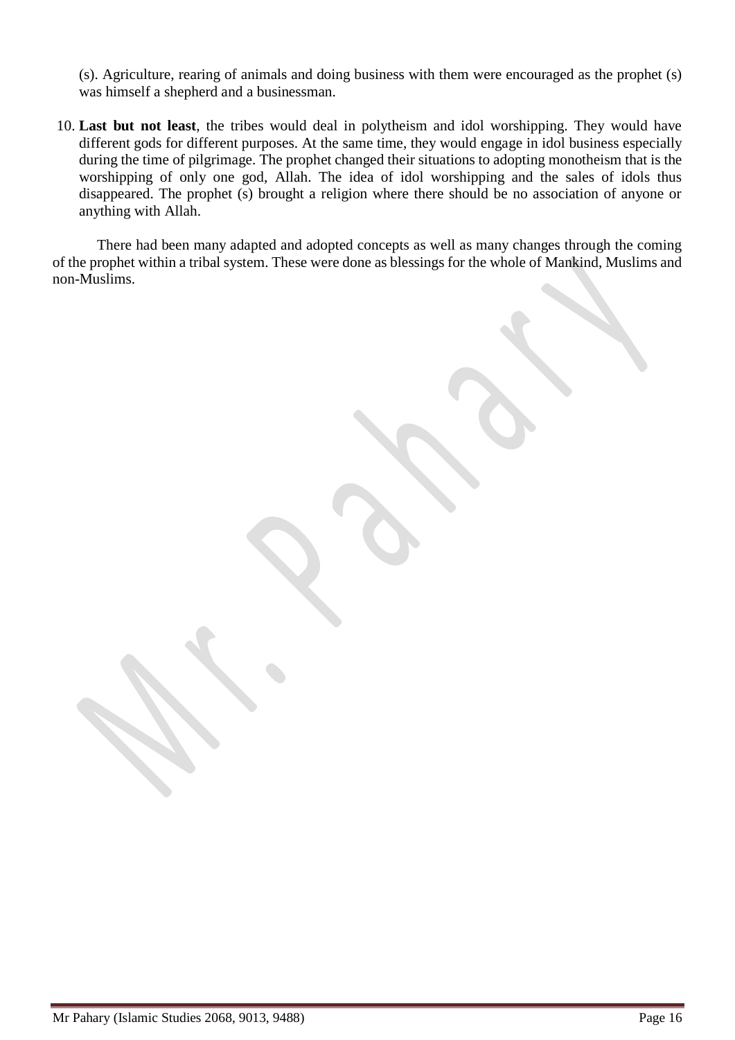(s). Agriculture, rearing of animals and doing business with them were encouraged as the prophet (s) was himself a shepherd and a businessman.

10. **Last but not least**, the tribes would deal in polytheism and idol worshipping. They would have different gods for different purposes. At the same time, they would engage in idol business especially during the time of pilgrimage. The prophet changed their situations to adopting monotheism that is the worshipping of only one god, Allah. The idea of idol worshipping and the sales of idols thus disappeared. The prophet (s) brought a religion where there should be no association of anyone or anything with Allah.

There had been many adapted and adopted concepts as well as many changes through the coming of the prophet within a tribal system. These were done as blessings for the whole of Mankind, Muslims and non-Muslims.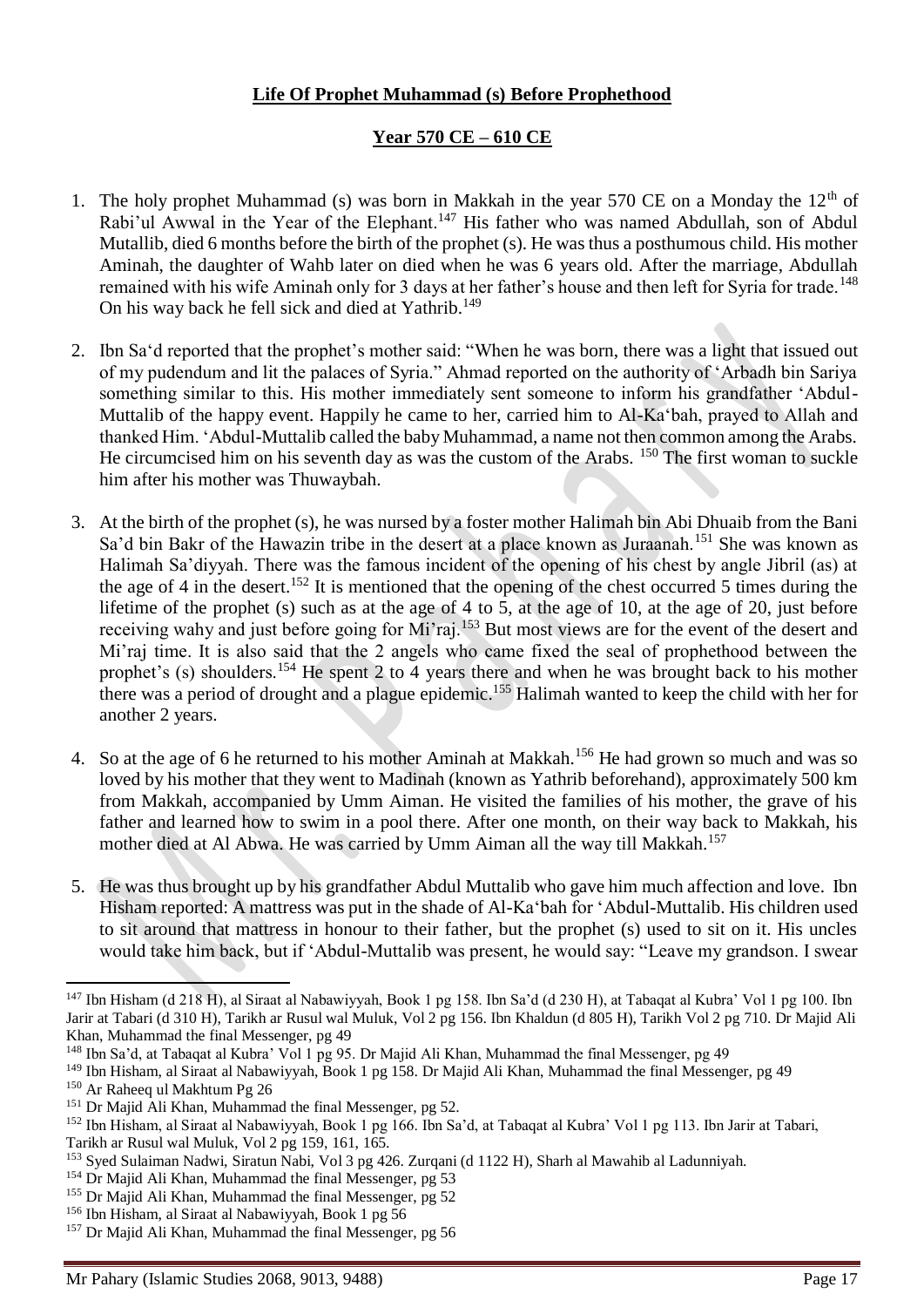**Life Of Prophet Muhammad (s) Before Prophethood**

**Year 570 CE – 610 CE**

1. The holy prophet Muhammad (s) was born in Makkah in the year 570 CE on a Monday the 12th of Rabi'ul Awwal in the Year of the Elephant.[147] His father who was named Abdullah, son of Abdul Mutallib, died 6 months before the birth of the prophet (s). He was thus a posthumous child. His mother Aminah, the daughter of Wahb later on died when he was 6 years old. After the marriage, Abdullah remained with his wife Aminah only for 3 days at her father's house and then left for Syria for trade.[148] On his way back he fell sick and died at Yathrib.[149]

2. Ibn Sa'd reported that the prophet's mother said: "When he was born, there was a light that issued out of my pudendum and lit the palaces of Syria." Ahmad reported on the authority of 'Arbadh bin Sariya something similar to this. His mother immediately sent someone to inform his grandfather 'Abdul-Muttalib of the happy event. Happily he came to her, carried him to Al-Ka'bah, prayed to Allah and thanked Him. 'Abdul-Muttalib called the baby Muhammad, a name not then common among the Arabs. He circumcised him on his seventh day as was the custom of the Arabs. [150] The first woman to suckle him after his mother was Thuwaybah.

3. At the birth of the prophet (s), he was nursed by a foster mother Halimah bin Abi Dhuaib from the Bani Sa'd bin Bakr of the Hawazin tribe in the desert at a place known as Juraanah.[151] She was known as Halimah Sa'diyyah. There was the famous incident of the opening of his chest by angle Jibril (as) at the age of 4 in the desert.[152] It is mentioned that the opening of the chest occurred 5 times during the lifetime of the prophet (s) such as at the age of 4 to 5, at the age of 10, at the age of 20, just before receiving wahy and just before going for Mi'raj.[153] But most views are for the event of the desert and Mi'raj time. It is also said that the 2 angels who came fixed the seal of prophethood between the prophet's (s) shoulders.[154] He spent 2 to 4 years there and when he was brought back to his mother there was a period of drought and a plague epidemic.[155] Halimah wanted to keep the child with her for another 2 years.

4. So at the age of 6 he returned to his mother Aminah at Makkah.[156] He had grown so much and was so loved by his mother that they went to Madinah (known as Yathrib beforehand), approximately 500 km from Makkah, accompanied by Umm Aiman. He visited the families of his mother, the grave of his father and learned how to swim in a pool there. After one month, on their way back to Makkah, his mother died at Al Abwa. He was carried by Umm Aiman all the way till Makkah.[157]

5. He was thus brought up by his grandfather Abdul Muttalib who gave him much affection and love. Ibn Hisham reported: A mattress was put in the shade of Al-Ka'bah for 'Abdul-Muttalib. His children used to sit around that mattress in honour to their father, but the prophet (s) used to sit on it. His uncles would take him back, but if 'Abdul-Muttalib was present, he would say: "Leave my grandson. I swear

---

[147] Ibn Hisham (d 218 H), al Siraat al Nabawiyyah, Book 1 pg 158. Ibn Sa'd (d 230 H), at Tabaqat al Kubra' Vol 1 pg 100. Ibn Jarir at Tabari (d 310 H), Tarikh ar Rusul wal Muluk, Vol 2 pg 156. Ibn Khaldun (d 805 H), Tarikh Vol 2 pg 710. Dr Majid Ali Khan, Muhammad the final Messenger, pg 49

[148] Ibn Sa'd, at Tabaqat al Kubra' Vol 1 pg 95. Dr Majid Ali Khan, Muhammad the final Messenger, pg 49

[149] Ibn Hisham, al Siraat al Nabawiyyah, Book 1 pg 158. Dr Majid Ali Khan, Muhammad the final Messenger, pg 49

[150] Ar Raheeq ul Makhtum Pg 26

[151] Dr Majid Ali Khan, Muhammad the final Messenger, pg 52.

[152] Ibn Hisham, al Siraat al Nabawiyyah, Book 1 pg 166. Ibn Sa'd, at Tabaqat al Kubra' Vol 1 pg 113. Ibn Jarir at Tabari, Tarikh ar Rusul wal Muluk, Vol 2 pg 159, 161, 165.

[153] Syed Sulaiman Nadwi, Siratun Nabi, Vol 3 pg 426. Zurqani (d 1122 H), Sharh al Mawahib al Ladunniyah.

[154] Dr Majid Ali Khan, Muhammad the final Messenger, pg 53

[155] Dr Majid Ali Khan, Muhammad the final Messenger, pg 52

[156] Ibn Hisham, al Siraat al Nabawiyyah, Book 1 pg 56

[157] Dr Majid Ali Khan, Muhammad the final Messenger, pg 56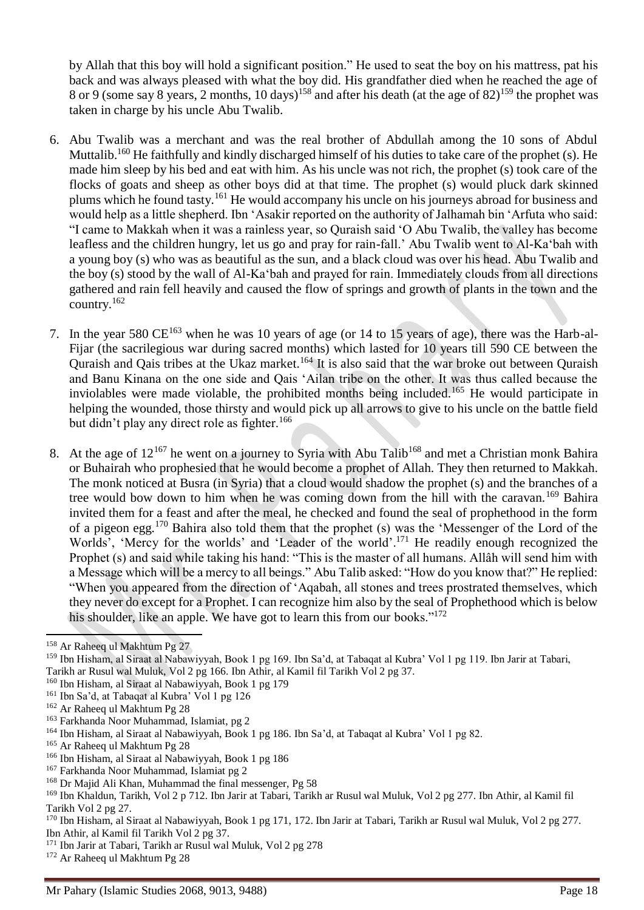by Allah that this boy will hold a significant position." He used to seat the boy on his mattress, pat his back and was always pleased with what the boy did. His grandfather died when he reached the age of 8 or 9 (some say 8 years, 2 months, 10 days)[158] and after his death (at the age of 82)[159] the prophet was taken in charge by his uncle Abu Twalib.

6. Abu Twalib was a merchant and was the real brother of Abdullah among the 10 sons of Abdul Muttalib.[160] He faithfully and kindly discharged himself of his duties to take care of the prophet (s). He made him sleep by his bed and eat with him. As his uncle was not rich, the prophet (s) took care of the flocks of goats and sheep as other boys did at that time. The prophet (s) would pluck dark skinned plums which he found tasty.[161] He would accompany his uncle on his journeys abroad for business and would help as a little shepherd. Ibn 'Asakir reported on the authority of Jalhamah bin 'Arfuta who said: "I came to Makkah when it was a rainless year, so Quraish said 'O Abu Twalib, the valley has become leafless and the children hungry, let us go and pray for rain-fall.' Abu Twalib went to Al-Ka'bah with a young boy (s) who was as beautiful as the sun, and a black cloud was over his head. Abu Twalib and the boy (s) stood by the wall of Al-Ka'bah and prayed for rain. Immediately clouds from all directions gathered and rain fell heavily and caused the flow of springs and growth of plants in the town and the country.[162]

7. In the year 580 CE[163] when he was 10 years of age (or 14 to 15 years of age), there was the Harb-al-Fijar (the sacrilegious war during sacred months) which lasted for 10 years till 590 CE between the Quraish and Qais tribes at the Ukaz market.[164] It is also said that the war broke out between Quraish and Banu Kinana on the one side and Qais 'Ailan tribe on the other. It was thus called because the inviolables were made violable, the prohibited months being included.[165] He would participate in helping the wounded, those thirsty and would pick up all arrows to give to his uncle on the battle field but didn't play any direct role as fighter.[166]

8. At the age of 12[167] he went on a journey to Syria with Abu Talib[168] and met a Christian monk Bahira or Buhairah who prophesied that he would become a prophet of Allah. They then returned to Makkah. The monk noticed at Busra (in Syria) that a cloud would shadow the prophet (s) and the branches of a tree would bow down to him when he was coming down from the hill with the caravan.[169] Bahira invited them for a feast and after the meal, he checked and found the seal of prophethood in the form of a pigeon egg.[170] Bahira also told them that the prophet (s) was the 'Messenger of the Lord of the Worlds', 'Mercy for the worlds' and 'Leader of the world'.[171] He readily enough recognized the Prophet (s) and said while taking his hand: "This is the master of all humans. Allâh will send him with a Message which will be a mercy to all beings." Abu Talib asked: "How do you know that?" He replied: "When you appeared from the direction of 'Aqabah, all stones and trees prostrated themselves, which they never do except for a Prophet. I can recognize him also by the seal of Prophethood which is below his shoulder, like an apple. We have got to learn this from our books."[172]

---

[158] Ar Raheeq ul Makhtum Pg 27
[159] Ibn Hisham, al Siraat al Nabawiyyah, Book 1 pg 169. Ibn Sa'd, at Tabaqat al Kubra' Vol 1 pg 119. Ibn Jarir at Tabari, Tarikh ar Rusul wal Muluk, Vol 2 pg 166. Ibn Athir, al Kamil fil Tarikh Vol 2 pg 37.
[160] Ibn Hisham, al Siraat al Nabawiyyah, Book 1 pg 179
[161] Ibn Sa'd, at Tabaqat al Kubra' Vol 1 pg 126
[162] Ar Raheeq ul Makhtum Pg 28
[163] Farkhanda Noor Muhammad, Islamiat, pg 2
[164] Ibn Hisham, al Siraat al Nabawiyyah, Book 1 pg 186. Ibn Sa'd, at Tabaqat al Kubra' Vol 1 pg 82.
[165] Ar Raheeq ul Makhtum Pg 28
[166] Ibn Hisham, al Siraat al Nabawiyyah, Book 1 pg 186
[167] Farkhanda Noor Muhammad, Islamiat pg 2
[168] Dr Majid Ali Khan, Muhammad the final messenger, Pg 58
[169] Ibn Khaldun, Tarikh, Vol 2 p 712. Ibn Jarir at Tabari, Tarikh ar Rusul wal Muluk, Vol 2 pg 277. Ibn Athir, al Kamil fil Tarikh Vol 2 pg 27.
[170] Ibn Hisham, al Siraat al Nabawiyyah, Book 1 pg 171, 172. Ibn Jarir at Tabari, Tarikh ar Rusul wal Muluk, Vol 2 pg 277. Ibn Athir, al Kamil fil Tarikh Vol 2 pg 37.
[171] Ibn Jarir at Tabari, Tarikh ar Rusul wal Muluk, Vol 2 pg 278
[172] Ar Raheeq ul Makhtum Pg 28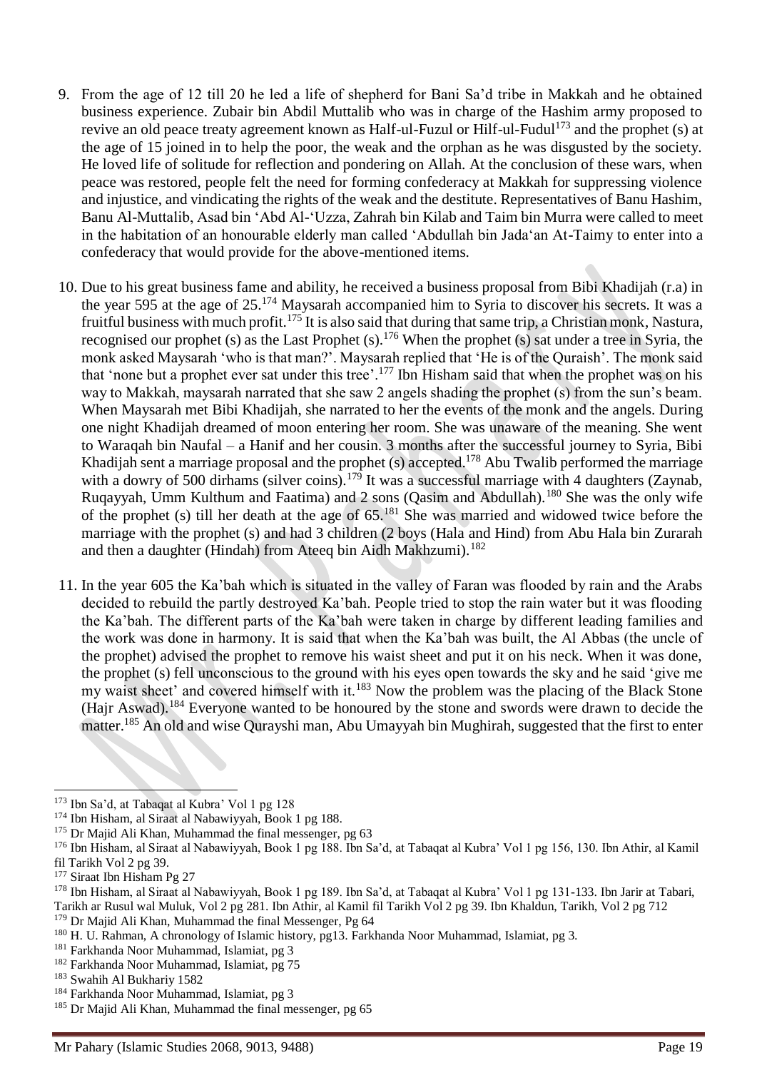9. From the age of 12 till 20 he led a life of shepherd for Bani Sa'd tribe in Makkah and he obtained business experience. Zubair bin Abdil Muttalib who was in charge of the Hashim army proposed to revive an old peace treaty agreement known as Half-ul-Fuzul or Hilf-ul-Fudul[173] and the prophet (s) at the age of 15 joined in to help the poor, the weak and the orphan as he was disgusted by the society. He loved life of solitude for reflection and pondering on Allah. At the conclusion of these wars, when peace was restored, people felt the need for forming confederacy at Makkah for suppressing violence and injustice, and vindicating the rights of the weak and the destitute. Representatives of Banu Hashim, Banu Al-Muttalib, Asad bin 'Abd Al-'Uzza, Zahrah bin Kilab and Taim bin Murra were called to meet in the habitation of an honourable elderly man called 'Abdullah bin Jada'an At-Taimy to enter into a confederacy that would provide for the above-mentioned items.

10. Due to his great business fame and ability, he received a business proposal from Bibi Khadijah (r.a) in the year 595 at the age of 25.[174] Maysarah accompanied him to Syria to discover his secrets. It was a fruitful business with much profit.[175] It is also said that during that same trip, a Christian monk, Nastura, recognised our prophet (s) as the Last Prophet (s).[176] When the prophet (s) sat under a tree in Syria, the monk asked Maysarah 'who is that man?'. Maysarah replied that 'He is of the Quraish'. The monk said that 'none but a prophet ever sat under this tree'.[177] Ibn Hisham said that when the prophet was on his way to Makkah, maysarah narrated that she saw 2 angels shading the prophet (s) from the sun's beam. When Maysarah met Bibi Khadijah, she narrated to her the events of the monk and the angels. During one night Khadijah dreamed of moon entering her room. She was unaware of the meaning. She went to Waraqah bin Naufal – a Hanif and her cousin. 3 months after the successful journey to Syria, Bibi Khadijah sent a marriage proposal and the prophet (s) accepted.[178] Abu Twalib performed the marriage with a dowry of 500 dirhams (silver coins).[179] It was a successful marriage with 4 daughters (Zaynab, Ruqayyah, Umm Kulthum and Faatima) and 2 sons (Qasim and Abdullah).[180] She was the only wife of the prophet (s) till her death at the age of 65.[181] She was married and widowed twice before the marriage with the prophet (s) and had 3 children (2 boys (Hala and Hind) from Abu Hala bin Zurarah and then a daughter (Hindah) from Ateeq bin Aidh Makhzumi).[182]

11. In the year 605 the Ka'bah which is situated in the valley of Faran was flooded by rain and the Arabs decided to rebuild the partly destroyed Ka'bah. People tried to stop the rain water but it was flooding the Ka'bah. The different parts of the Ka'bah were taken in charge by different leading families and the work was done in harmony. It is said that when the Ka'bah was built, the Al Abbas (the uncle of the prophet) advised the prophet to remove his waist sheet and put it on his neck. When it was done, the prophet (s) fell unconscious to the ground with his eyes open towards the sky and he said 'give me my waist sheet' and covered himself with it.[183] Now the problem was the placing of the Black Stone (Hajr Aswad).[184] Everyone wanted to be honoured by the stone and swords were drawn to decide the matter.[185] An old and wise Qurayshi man, Abu Umayyah bin Mughirah, suggested that the first to enter

---

[173] Ibn Sa'd, at Tabaqat al Kubra' Vol 1 pg 128

[174] Ibn Hisham, al Siraat al Nabawiyyah, Book 1 pg 188.

[175] Dr Majid Ali Khan, Muhammad the final messenger, pg 63

[176] Ibn Hisham, al Siraat al Nabawiyyah, Book 1 pg 188. Ibn Sa'd, at Tabaqat al Kubra' Vol 1 pg 156, 130. Ibn Athir, al Kamil fil Tarikh Vol 2 pg 39.

[177] Siraat Ibn Hisham Pg 27

[178] Ibn Hisham, al Siraat al Nabawiyyah, Book 1 pg 189. Ibn Sa'd, at Tabaqat al Kubra' Vol 1 pg 131-133. Ibn Jarir at Tabari, Tarikh ar Rusul wal Muluk, Vol 2 pg 281. Ibn Athir, al Kamil fil Tarikh Vol 2 pg 39. Ibn Khaldun, Tarikh, Vol 2 pg 712

[179] Dr Majid Ali Khan, Muhammad the final Messenger, Pg 64

[180] H. U. Rahman, A chronology of Islamic history, pg13. Farkhanda Noor Muhammad, Islamiat, pg 3.

[181] Farkhanda Noor Muhammad, Islamiat, pg 3

[182] Farkhanda Noor Muhammad, Islamiat, pg 75

[183] Swahih Al Bukhariy 1582

[184] Farkhanda Noor Muhammad, Islamiat, pg 3

[185] Dr Majid Ali Khan, Muhammad the final messenger, pg 65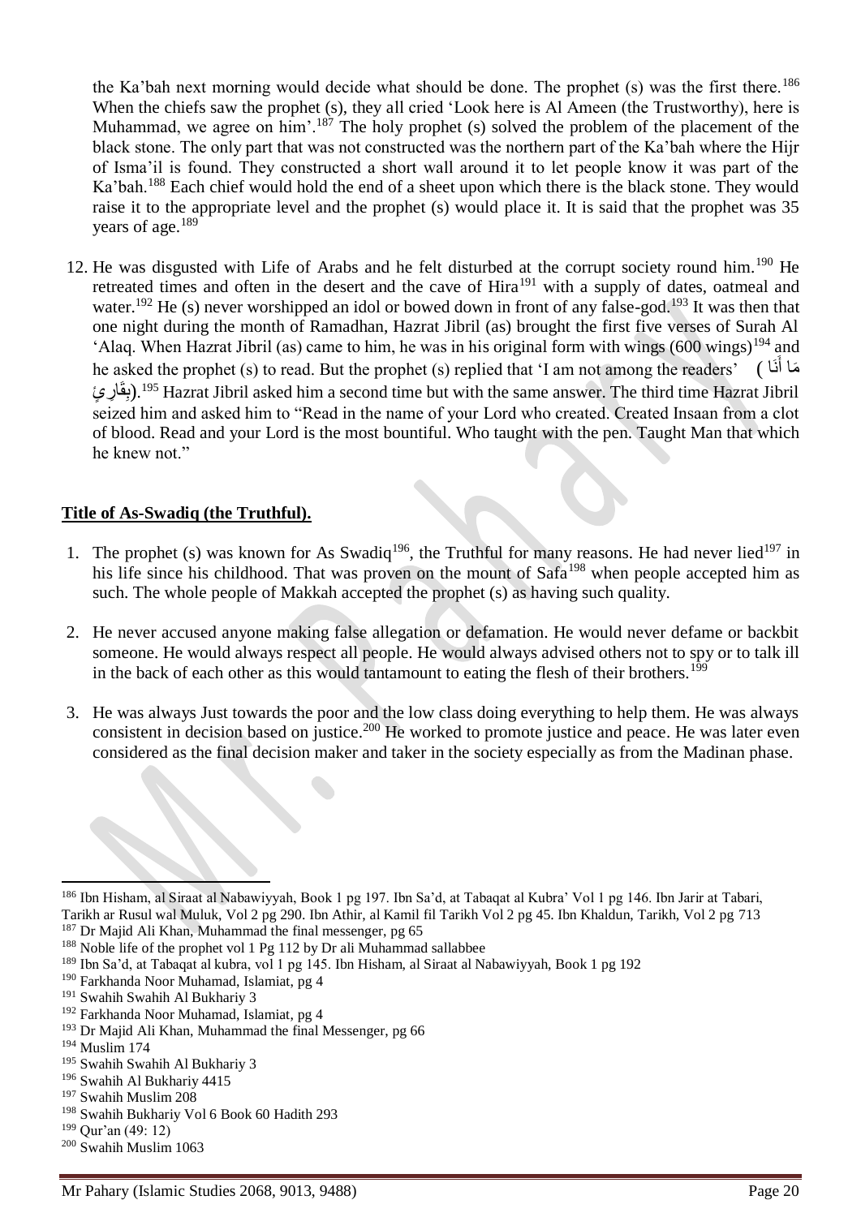the Ka'bah next morning would decide what should be done. The prophet (s) was the first there.[186] When the chiefs saw the prophet (s), they all cried 'Look here is Al Ameen (the Trustworthy), here is Muhammad, we agree on him'.[187] The holy prophet (s) solved the problem of the placement of the black stone. The only part that was not constructed was the northern part of the Ka'bah where the Hijr of Isma'il is found. They constructed a short wall around it to let people know it was part of the Ka'bah.[188] Each chief would hold the end of a sheet upon which there is the black stone. They would raise it to the appropriate level and the prophet (s) would place it. It is said that the prophet was 35 years of age.[189]

12. He was disgusted with Life of Arabs and he felt disturbed at the corrupt society round him.[190] He retreated times and often in the desert and the cave of Hira[191] with a supply of dates, oatmeal and water.[192] He (s) never worshipped an idol or bowed down in front of any false-god.[193] It was then that one night during the month of Ramadhan, Hazrat Jibril (as) brought the first five verses of Surah Al 'Alaq. When Hazrat Jibril (as) came to him, he was in his original form with wings (600 wings)[194] and he asked the prophet (s) to read. But the prophet (s) replied that 'I am not among the readers' (مَا أَنَا بِقَارِئٍ).[195] Hazrat Jibril asked him a second time but with the same answer. The third time Hazrat Jibril seized him and asked him to "Read in the name of your Lord who created. Created Insaan from a clot of blood. Read and your Lord is the most bountiful. Who taught with the pen. Taught Man that which he knew not."

**Title of As-Swadiq (the Truthful).**

1. The prophet (s) was known for As Swadiq[196], the Truthful for many reasons. He had never lied[197] in his life since his childhood. That was proven on the mount of Safa[198] when people accepted him as such. The whole people of Makkah accepted the prophet (s) as having such quality.

2. He never accused anyone making false allegation or defamation. He would never defame or backbit someone. He would always respect all people. He would always advised others not to spy or to talk ill in the back of each other as this would tantamount to eating the flesh of their brothers.[199]

3. He was always Just towards the poor and the low class doing everything to help them. He was always consistent in decision based on justice.[200] He worked to promote justice and peace. He was later even considered as the final decision maker and taker in the society especially as from the Madinan phase.

---

[186] Ibn Hisham, al Siraat al Nabawiyyah, Book 1 pg 197. Ibn Sa'd, at Tabaqat al Kubra' Vol 1 pg 146. Ibn Jarir at Tabari, Tarikh ar Rusul wal Muluk, Vol 2 pg 290. Ibn Athir, al Kamil fil Tarikh Vol 2 pg 45. Ibn Khaldun, Tarikh, Vol 2 pg 713
[187] Dr Majid Ali Khan, Muhammad the final messenger, pg 65
[188] Noble life of the prophet vol 1 Pg 112 by Dr ali Muhammad sallabbee
[189] Ibn Sa'd, at Tabaqat al kubra, vol 1 pg 145. Ibn Hisham, al Siraat al Nabawiyyah, Book 1 pg 192
[190] Farkhanda Noor Muhamad, Islamiat, pg 4
[191] Swahih Swahih Al Bukhariy 3
[192] Farkhanda Noor Muhamad, Islamiat, pg 4
[193] Dr Majid Ali Khan, Muhammad the final Messenger, pg 66
[194] Muslim 174
[195] Swahih Swahih Al Bukhariy 3
[196] Swahih Al Bukhariy 4415
[197] Swahih Muslim 208
[198] Swahih Bukhariy Vol 6 Book 60 Hadith 293
[199] Qur'an (49: 12)
[200] Swahih Muslim 1063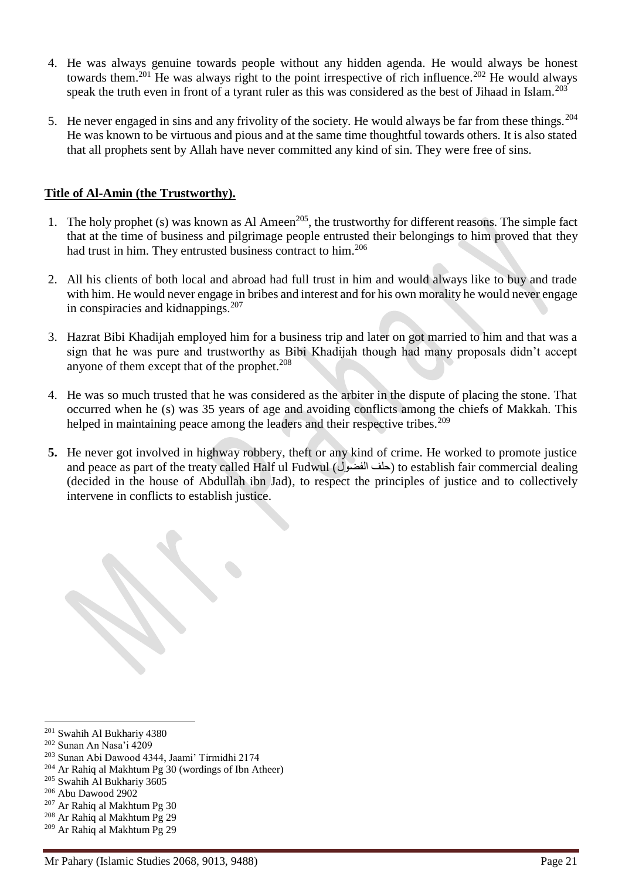4. He was always genuine towards people without any hidden agenda. He would always be honest towards them.[201] He was always right to the point irrespective of rich influence.[202] He would always speak the truth even in front of a tyrant ruler as this was considered as the best of Jihaad in Islam.[203]

5. He never engaged in sins and any frivolity of the society. He would always be far from these things.[204] He was known to be virtuous and pious and at the same time thoughtful towards others. It is also stated that all prophets sent by Allah have never committed any kind of sin. They were free of sins.

**Title of Al-Amin (the Trustworthy).**

1. The holy prophet (s) was known as Al Ameen[205], the trustworthy for different reasons. The simple fact that at the time of business and pilgrimage people entrusted their belongings to him proved that they had trust in him. They entrusted business contract to him.[206]

2. All his clients of both local and abroad had full trust in him and would always like to buy and trade with him. He would never engage in bribes and interest and for his own morality he would never engage in conspiracies and kidnappings.[207]

3. Hazrat Bibi Khadijah employed him for a business trip and later on got married to him and that was a sign that he was pure and trustworthy as Bibi Khadijah though had many proposals didn't accept anyone of them except that of the prophet.[208]

4. He was so much trusted that he was considered as the arbiter in the dispute of placing the stone. That occurred when he (s) was 35 years of age and avoiding conflicts among the chiefs of Makkah. This helped in maintaining peace among the leaders and their respective tribes.[209]

**5.** He never got involved in highway robbery, theft or any kind of crime. He worked to promote justice and peace as part of the treaty called Half ul Fudwul (حلف الفضول) to establish fair commercial dealing (decided in the house of Abdullah ibn Jad), to respect the principles of justice and to collectively intervene in conflicts to establish justice.

---

[201] Swahih Al Bukhariy 4380
[202] Sunan An Nasa'i 4209
[203] Sunan Abi Dawood 4344, Jaami' Tirmidhi 2174
[204] Ar Rahiq al Makhtum Pg 30 (wordings of Ibn Atheer)
[205] Swahih Al Bukhariy 3605
[206] Abu Dawood 2902
[207] Ar Rahiq al Makhtum Pg 30
[208] Ar Rahiq al Makhtum Pg 29
[209] Ar Rahiq al Makhtum Pg 29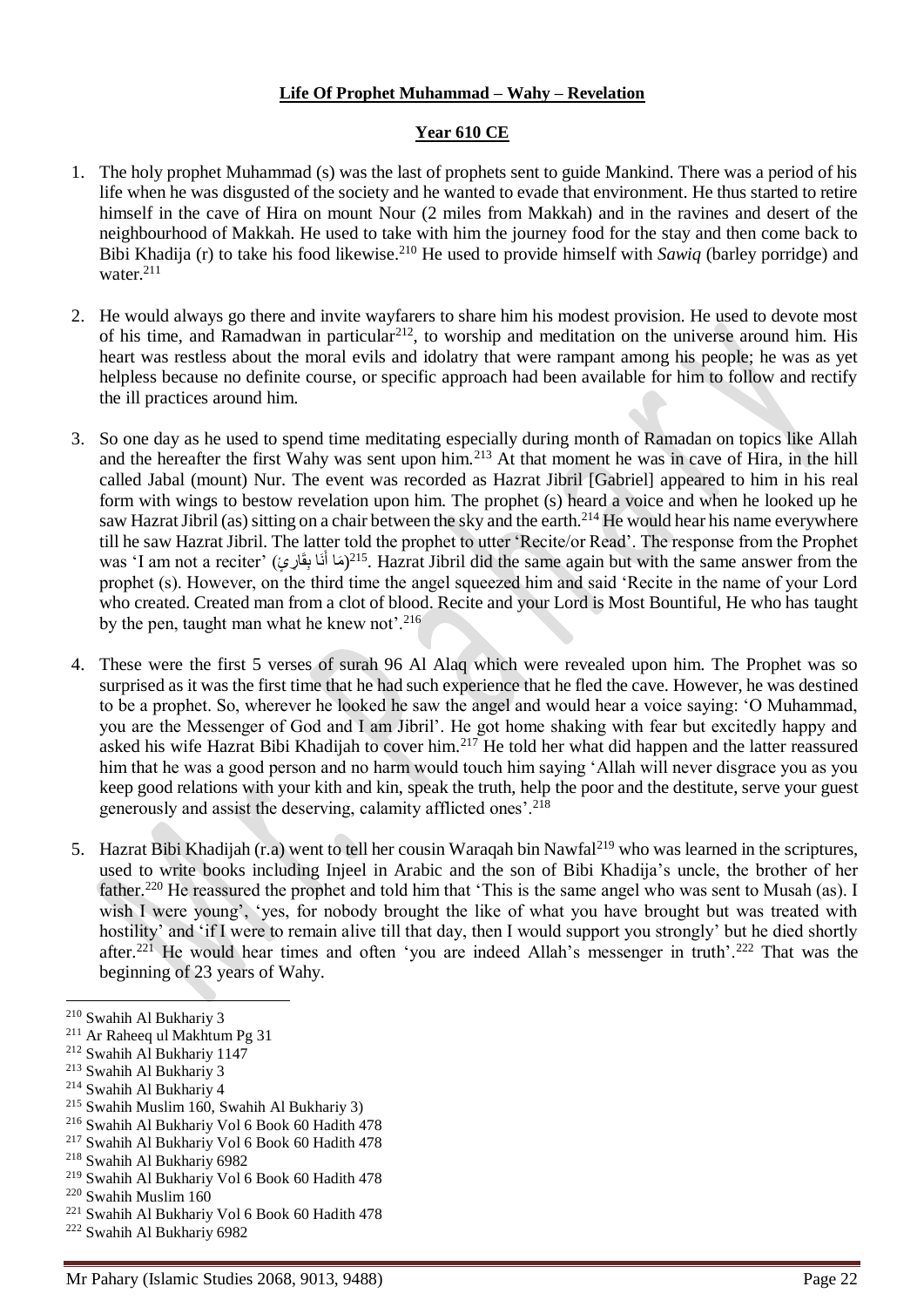**Life Of Prophet Muhammad – Wahy – Revelation**

**Year 610 CE**

1. The holy prophet Muhammad (s) was the last of prophets sent to guide Mankind. There was a period of his life when he was disgusted of the society and he wanted to evade that environment. He thus started to retire himself in the cave of Hira on mount Nour (2 miles from Makkah) and in the ravines and desert of the neighbourhood of Makkah. He used to take with him the journey food for the stay and then come back to Bibi Khadija (r) to take his food likewise.[210] He used to provide himself with *Sawiq* (barley porridge) and water.[211]

2. He would always go there and invite wayfarers to share him his modest provision. He used to devote most of his time, and Ramadwan in particular[212], to worship and meditation on the universe around him. His heart was restless about the moral evils and idolatry that were rampant among his people; he was as yet helpless because no definite course, or specific approach had been available for him to follow and rectify the ill practices around him.

3. So one day as he used to spend time meditating especially during month of Ramadan on topics like Allah and the hereafter the first Wahy was sent upon him.[213] At that moment he was in cave of Hira, in the hill called Jabal (mount) Nur. The event was recorded as Hazrat Jibril [Gabriel] appeared to him in his real form with wings to bestow revelation upon him. The prophet (s) heard a voice and when he looked up he saw Hazrat Jibril (as) sitting on a chair between the sky and the earth.[214] He would hear his name everywhere till he saw Hazrat Jibril. The latter told the prophet to utter 'Recite/or Read'. The response from the Prophet was 'I am not a reciter' (مَا أَنَا بِقَارِئٍ)[215]. Hazrat Jibril did the same again but with the same answer from the prophet (s). However, on the third time the angel squeezed him and said 'Recite in the name of your Lord who created. Created man from a clot of blood. Recite and your Lord is Most Bountiful, He who has taught by the pen, taught man what he knew not'.[216]

4. These were the first 5 verses of surah 96 Al Alaq which were revealed upon him. The Prophet was so surprised as it was the first time that he had such experience that he fled the cave. However, he was destined to be a prophet. So, wherever he looked he saw the angel and would hear a voice saying: 'O Muhammad, you are the Messenger of God and I am Jibril'. He got home shaking with fear but excitedly happy and asked his wife Hazrat Bibi Khadijah to cover him.[217] He told her what did happen and the latter reassured him that he was a good person and no harm would touch him saying 'Allah will never disgrace you as you keep good relations with your kith and kin, speak the truth, help the poor and the destitute, serve your guest generously and assist the deserving, calamity afflicted ones'.[218]

5. Hazrat Bibi Khadijah (r.a) went to tell her cousin Waraqah bin Nawfal[219] who was learned in the scriptures, used to write books including Injeel in Arabic and the son of Bibi Khadija's uncle, the brother of her father.[220] He reassured the prophet and told him that 'This is the same angel who was sent to Musah (as). I wish I were young', 'yes, for nobody brought the like of what you have brought but was treated with hostility' and 'if I were to remain alive till that day, then I would support you strongly' but he died shortly after.[221] He would hear times and often 'you are indeed Allah's messenger in truth'.[222] That was the beginning of 23 years of Wahy.

---

[210] Swahih Al Bukhariy 3
[211] Ar Raheeq ul Makhtum Pg 31
[212] Swahih Al Bukhariy 1147
[213] Swahih Al Bukhariy 3
[214] Swahih Al Bukhariy 4
[215] Swahih Muslim 160, Swahih Al Bukhariy 3)
[216] Swahih Al Bukhariy Vol 6 Book 60 Hadith 478
[217] Swahih Al Bukhariy Vol 6 Book 60 Hadith 478
[218] Swahih Al Bukhariy 6982
[219] Swahih Al Bukhariy Vol 6 Book 60 Hadith 478
[220] Swahih Muslim 160
[221] Swahih Al Bukhariy Vol 6 Book 60 Hadith 478
[222] Swahih Al Bukhariy 6982